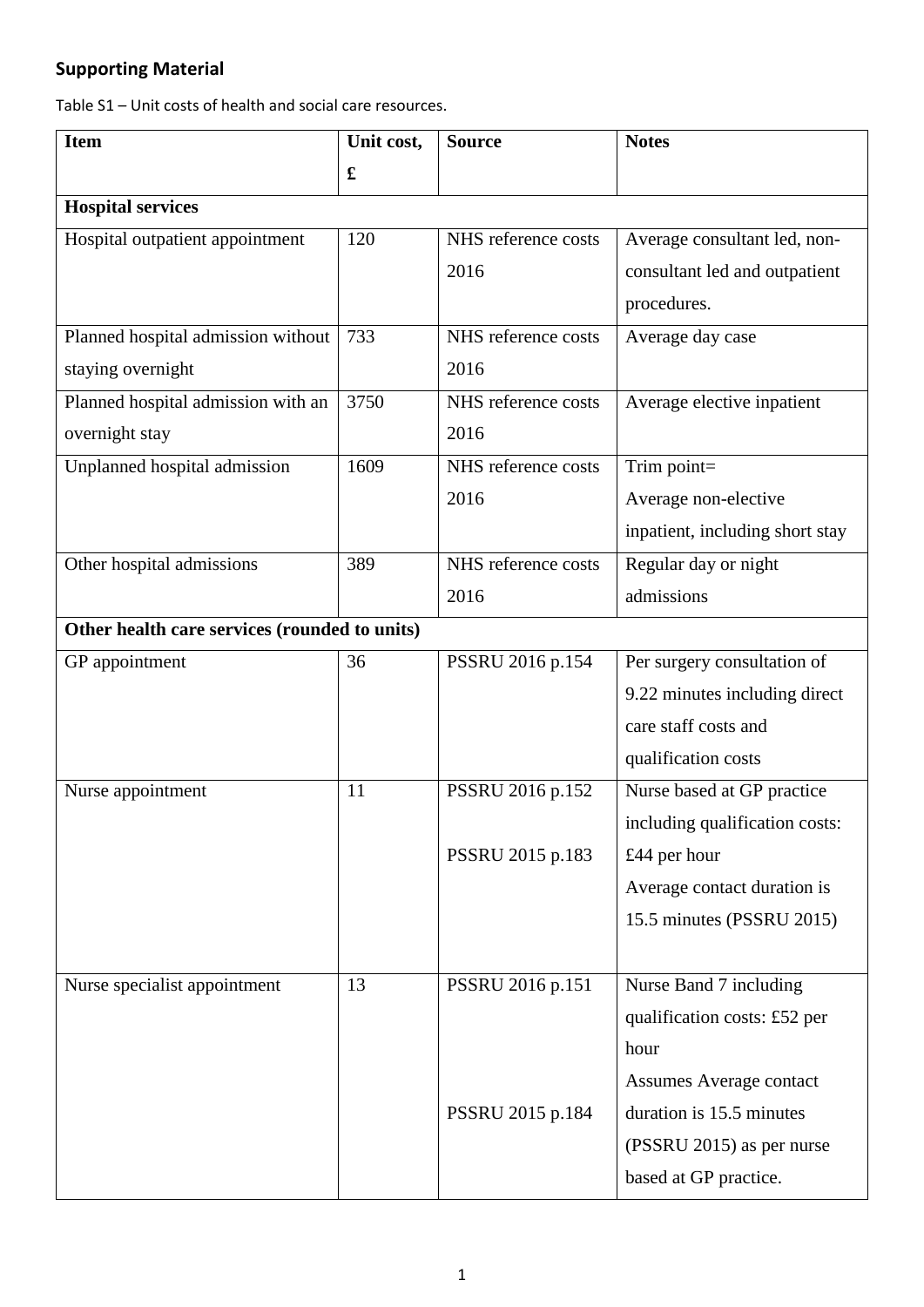## Supporting Material

Table S1 – Unit costs of health and social care resources.

| Item | Unit cost, £ | Source | Notes |
|---|---|---|---|
| **Hospital services** | | | |
| Hospital outpatient appointment | 120 | NHS reference costs 2016 | Average consultant led, non-consultant led and outpatient procedures. |
| Planned hospital admission without staying overnight | 733 | NHS reference costs 2016 | Average day case |
| Planned hospital admission with an overnight stay | 3750 | NHS reference costs 2016 | Average elective inpatient |
| Unplanned hospital admission | 1609 | NHS reference costs 2016 | Trim point= Average non-elective inpatient, including short stay |
| Other hospital admissions | 389 | NHS reference costs 2016 | Regular day or night admissions |
| **Other health care services (rounded to units)** | | | |
| GP appointment | 36 | PSSRU 2016 p.154 | Per surgery consultation of 9.22 minutes including direct care staff costs and qualification costs |
| Nurse appointment | 11 | PSSRU 2016 p.152<br>PSSRU 2015 p.183 | Nurse based at GP practice including qualification costs: £44 per hour<br>Average contact duration is 15.5 minutes (PSSRU 2015) |
| Nurse specialist appointment | 13 | PSSRU 2016 p.151<br>PSSRU 2015 p.184 | Nurse Band 7 including qualification costs: £52 per hour<br>Assumes Average contact duration is 15.5 minutes (PSSRU 2015) as per nurse based at GP practice. |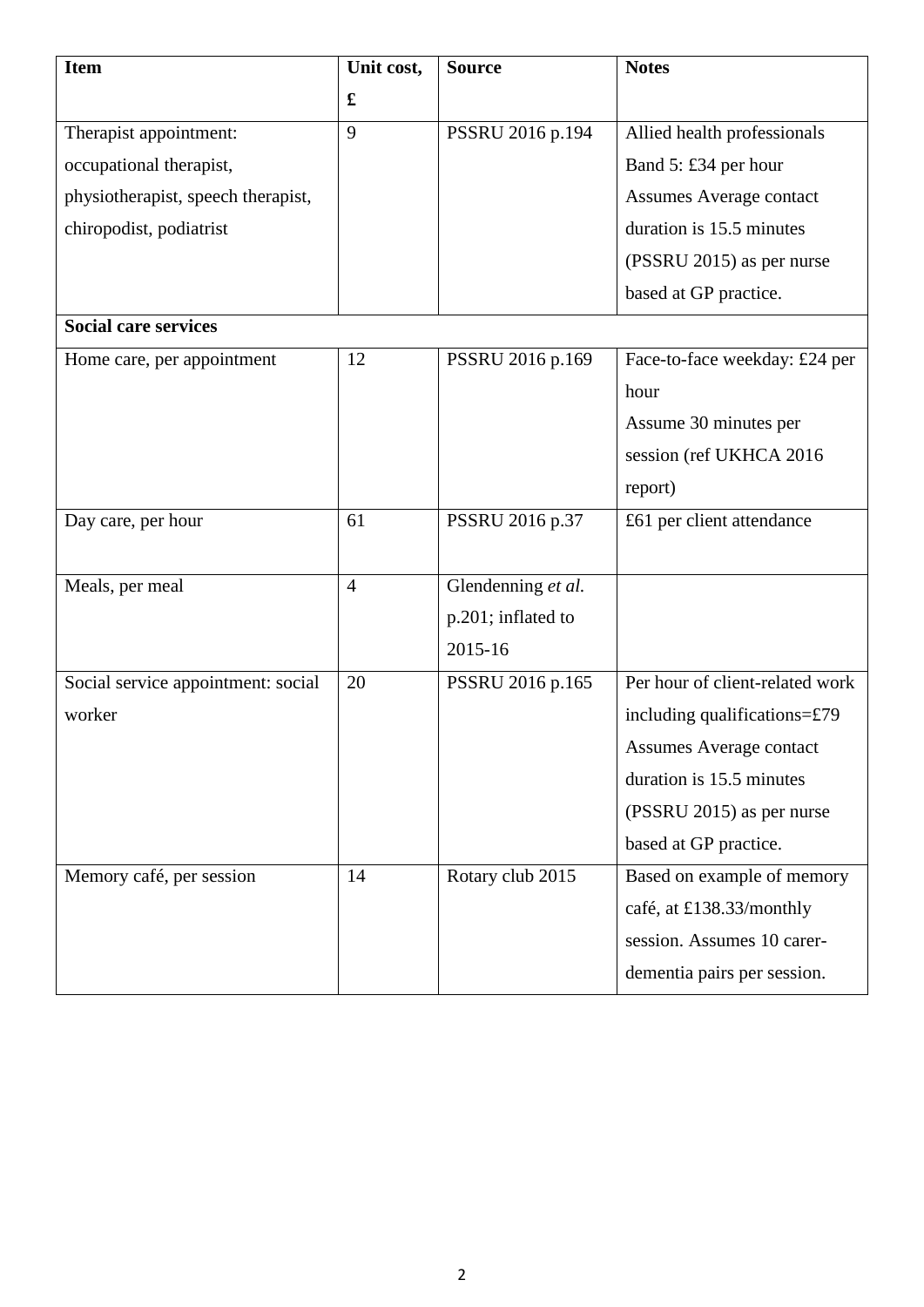| Item | Unit cost, £ | Source | Notes |
| --- | --- | --- | --- |
| Therapist appointment: occupational therapist, physiotherapist, speech therapist, chiropodist, podiatrist | 9 | PSSRU 2016 p.194 | Allied health professionals Band 5: £34 per hour Assumes Average contact duration is 15.5 minutes (PSSRU 2015) as per nurse based at GP practice. |
| **Social care services** | | | |
| Home care, per appointment | 12 | PSSRU 2016 p.169 | Face-to-face weekday: £24 per hour Assume 30 minutes per session (ref UKHCA 2016 report) |
| Day care, per hour | 61 | PSSRU 2016 p.37 | £61 per client attendance |
| Meals, per meal | 4 | Glendenning *et al.* p.201; inflated to 2015-16 | |
| Social service appointment: social worker | 20 | PSSRU 2016 p.165 | Per hour of client-related work including qualifications=£79 Assumes Average contact duration is 15.5 minutes (PSSRU 2015) as per nurse based at GP practice. |
| Memory café, per session | 14 | Rotary club 2015 | Based on example of memory café, at £138.33/monthly session. Assumes 10 carer-dementia pairs per session. |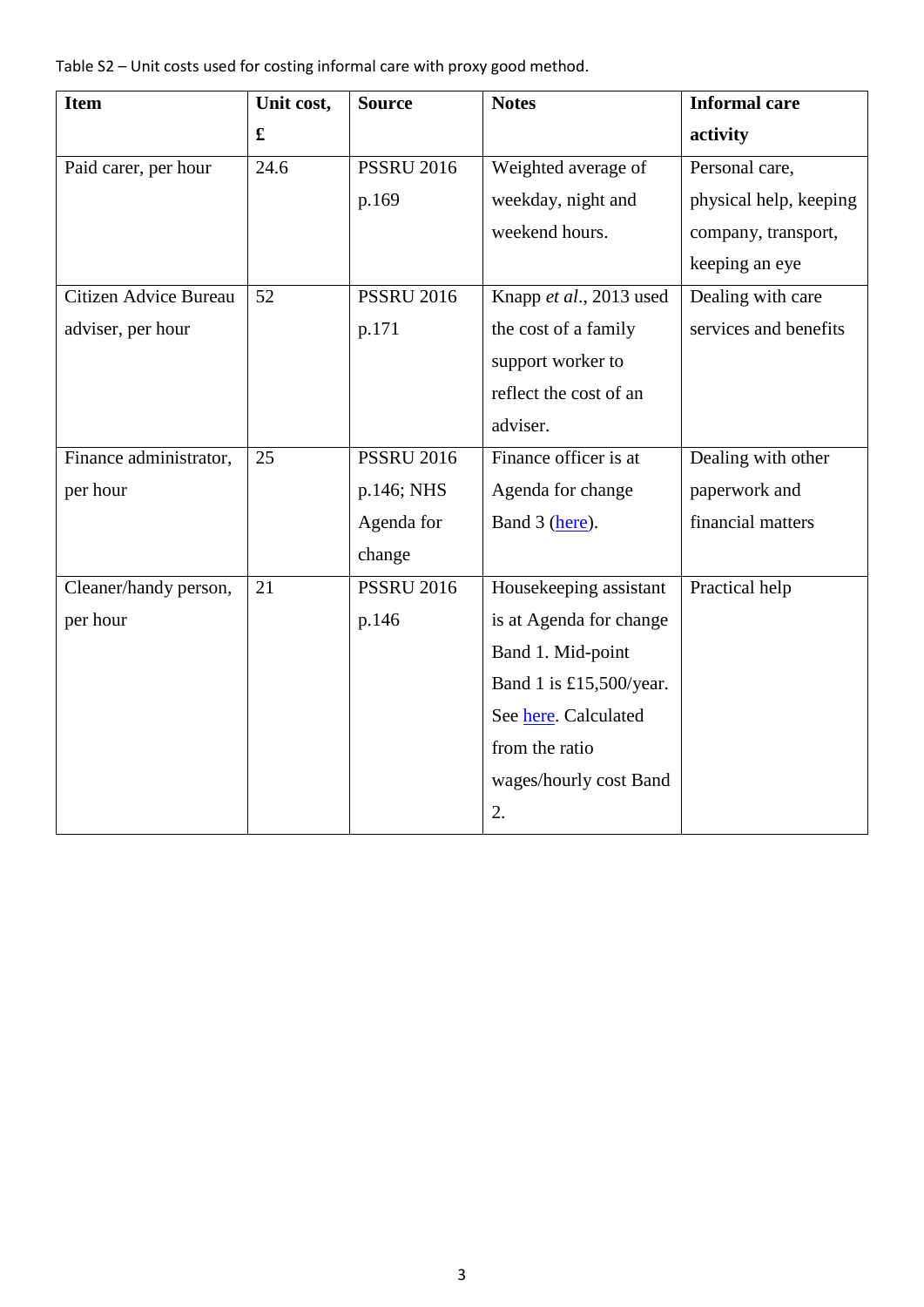Table S2 – Unit costs used for costing informal care with proxy good method.

| Item | Unit cost, £ | Source | Notes | Informal care activity |
|---|---|---|---|---|
| Paid carer, per hour | 24.6 | PSSRU 2016 p.169 | Weighted average of weekday, night and weekend hours. | Personal care, physical help, keeping company, transport, keeping an eye |
| Citizen Advice Bureau adviser, per hour | 52 | PSSRU 2016 p.171 | Knapp *et al*., 2013 used the cost of a family support worker to reflect the cost of an adviser. | Dealing with care services and benefits |
| Finance administrator, per hour | 25 | PSSRU 2016 p.146; NHS Agenda for change | Finance officer is at Agenda for change Band 3 (here). | Dealing with other paperwork and financial matters |
| Cleaner/handy person, per hour | 21 | PSSRU 2016 p.146 | Housekeeping assistant is at Agenda for change Band 1. Mid-point Band 1 is £15,500/year. See here. Calculated from the ratio wages/hourly cost Band 2. | Practical help |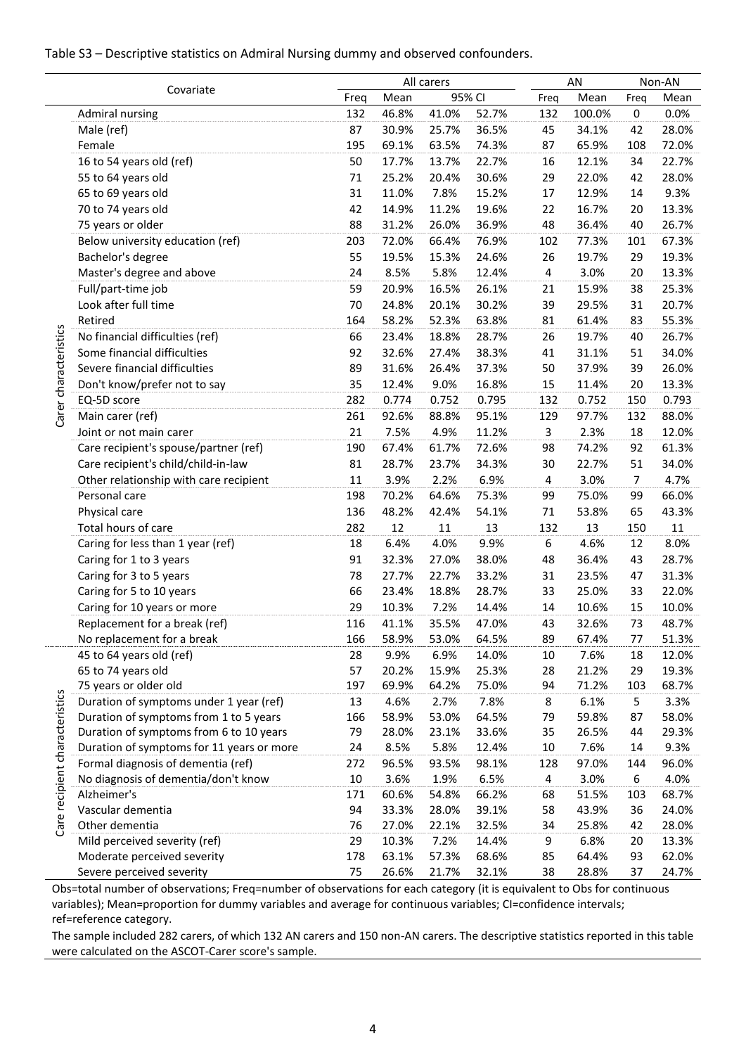Table S3 – Descriptive statistics on Admiral Nursing dummy and observed confounders.

| | Covariate | All carers | | | | AN | | Non-AN | |
|---|---|---|---|---|---|---|---|---|---|
| | | Freq | Mean | 95% CI | | Freq | Mean | Freq | Mean |
| | Admiral nursing | 132 | 46.8% | 41.0% | 52.7% | 132 | 100.0% | 0 | 0.0% |
| Carer characteristics | Male (ref) | 87 | 30.9% | 25.7% | 36.5% | 45 | 34.1% | 42 | 28.0% |
| | Female | 195 | 69.1% | 63.5% | 74.3% | 87 | 65.9% | 108 | 72.0% |
| | 16 to 54 years old (ref) | 50 | 17.7% | 13.7% | 22.7% | 16 | 12.1% | 34 | 22.7% |
| | 55 to 64 years old | 71 | 25.2% | 20.4% | 30.6% | 29 | 22.0% | 42 | 28.0% |
| | 65 to 69 years old | 31 | 11.0% | 7.8% | 15.2% | 17 | 12.9% | 14 | 9.3% |
| | 70 to 74 years old | 42 | 14.9% | 11.2% | 19.6% | 22 | 16.7% | 20 | 13.3% |
| | 75 years or older | 88 | 31.2% | 26.0% | 36.9% | 48 | 36.4% | 40 | 26.7% |
| | Below university education (ref) | 203 | 72.0% | 66.4% | 76.9% | 102 | 77.3% | 101 | 67.3% |
| | Bachelor's degree | 55 | 19.5% | 15.3% | 24.6% | 26 | 19.7% | 29 | 19.3% |
| | Master's degree and above | 24 | 8.5% | 5.8% | 12.4% | 4 | 3.0% | 20 | 13.3% |
| | Full/part-time job | 59 | 20.9% | 16.5% | 26.1% | 21 | 15.9% | 38 | 25.3% |
| | Look after full time | 70 | 24.8% | 20.1% | 30.2% | 39 | 29.5% | 31 | 20.7% |
| | Retired | 164 | 58.2% | 52.3% | 63.8% | 81 | 61.4% | 83 | 55.3% |
| | No financial difficulties (ref) | 66 | 23.4% | 18.8% | 28.7% | 26 | 19.7% | 40 | 26.7% |
| | Some financial difficulties | 92 | 32.6% | 27.4% | 38.3% | 41 | 31.1% | 51 | 34.0% |
| | Severe financial difficulties | 89 | 31.6% | 26.4% | 37.3% | 50 | 37.9% | 39 | 26.0% |
| | Don't know/prefer not to say | 35 | 12.4% | 9.0% | 16.8% | 15 | 11.4% | 20 | 13.3% |
| | EQ-5D score | 282 | 0.774 | 0.752 | 0.795 | 132 | 0.752 | 150 | 0.793 |
| | Main carer (ref) | 261 | 92.6% | 88.8% | 95.1% | 129 | 97.7% | 132 | 88.0% |
| | Joint or not main carer | 21 | 7.5% | 4.9% | 11.2% | 3 | 2.3% | 18 | 12.0% |
| | Care recipient's spouse/partner (ref) | 190 | 67.4% | 61.7% | 72.6% | 98 | 74.2% | 92 | 61.3% |
| | Care recipient's child/child-in-law | 81 | 28.7% | 23.7% | 34.3% | 30 | 22.7% | 51 | 34.0% |
| | Other relationship with care recipient | 11 | 3.9% | 2.2% | 6.9% | 4 | 3.0% | 7 | 4.7% |
| | Personal care | 198 | 70.2% | 64.6% | 75.3% | 99 | 75.0% | 99 | 66.0% |
| | Physical care | 136 | 48.2% | 42.4% | 54.1% | 71 | 53.8% | 65 | 43.3% |
| | Total hours of care | 282 | 12 | 11 | 13 | 132 | 13 | 150 | 11 |
| | Caring for less than 1 year (ref) | 18 | 6.4% | 4.0% | 9.9% | 6 | 4.6% | 12 | 8.0% |
| | Caring for 1 to 3 years | 91 | 32.3% | 27.0% | 38.0% | 48 | 36.4% | 43 | 28.7% |
| | Caring for 3 to 5 years | 78 | 27.7% | 22.7% | 33.2% | 31 | 23.5% | 47 | 31.3% |
| | Caring for 5 to 10 years | 66 | 23.4% | 18.8% | 28.7% | 33 | 25.0% | 33 | 22.0% |
| | Caring for 10 years or more | 29 | 10.3% | 7.2% | 14.4% | 14 | 10.6% | 15 | 10.0% |
| | Replacement for a break (ref) | 116 | 41.1% | 35.5% | 47.0% | 43 | 32.6% | 73 | 48.7% |
| | No replacement for a break | 166 | 58.9% | 53.0% | 64.5% | 89 | 67.4% | 77 | 51.3% |
| Care recipient characteristics | 45 to 64 years old (ref) | 28 | 9.9% | 6.9% | 14.0% | 10 | 7.6% | 18 | 12.0% |
| | 65 to 74 years old | 57 | 20.2% | 15.9% | 25.3% | 28 | 21.2% | 29 | 19.3% |
| | 75 years or older old | 197 | 69.9% | 64.2% | 75.0% | 94 | 71.2% | 103 | 68.7% |
| | Duration of symptoms under 1 year (ref) | 13 | 4.6% | 2.7% | 7.8% | 8 | 6.1% | 5 | 3.3% |
| | Duration of symptoms from 1 to 5 years | 166 | 58.9% | 53.0% | 64.5% | 79 | 59.8% | 87 | 58.0% |
| | Duration of symptoms from 6 to 10 years | 79 | 28.0% | 23.1% | 33.6% | 35 | 26.5% | 44 | 29.3% |
| | Duration of symptoms for 11 years or more | 24 | 8.5% | 5.8% | 12.4% | 10 | 7.6% | 14 | 9.3% |
| | Formal diagnosis of dementia (ref) | 272 | 96.5% | 93.5% | 98.1% | 128 | 97.0% | 144 | 96.0% |
| | No diagnosis of dementia/don't know | 10 | 3.6% | 1.9% | 6.5% | 4 | 3.0% | 6 | 4.0% |
| | Alzheimer's | 171 | 60.6% | 54.8% | 66.2% | 68 | 51.5% | 103 | 68.7% |
| | Vascular dementia | 94 | 33.3% | 28.0% | 39.1% | 58 | 43.9% | 36 | 24.0% |
| | Other dementia | 76 | 27.0% | 22.1% | 32.5% | 34 | 25.8% | 42 | 28.0% |
| | Mild perceived severity (ref) | 29 | 10.3% | 7.2% | 14.4% | 9 | 6.8% | 20 | 13.3% |
| | Moderate perceived severity | 178 | 63.1% | 57.3% | 68.6% | 85 | 64.4% | 93 | 62.0% |
| | Severe perceived severity | 75 | 26.6% | 21.7% | 32.1% | 38 | 28.8% | 37 | 24.7% |

Obs=total number of observations; Freq=number of observations for each category (it is equivalent to Obs for continuous variables); Mean=proportion for dummy variables and average for continuous variables; CI=confidence intervals; ref=reference category.

The sample included 282 carers, of which 132 AN carers and 150 non-AN carers. The descriptive statistics reported in this table were calculated on the ASCOT-Carer score's sample.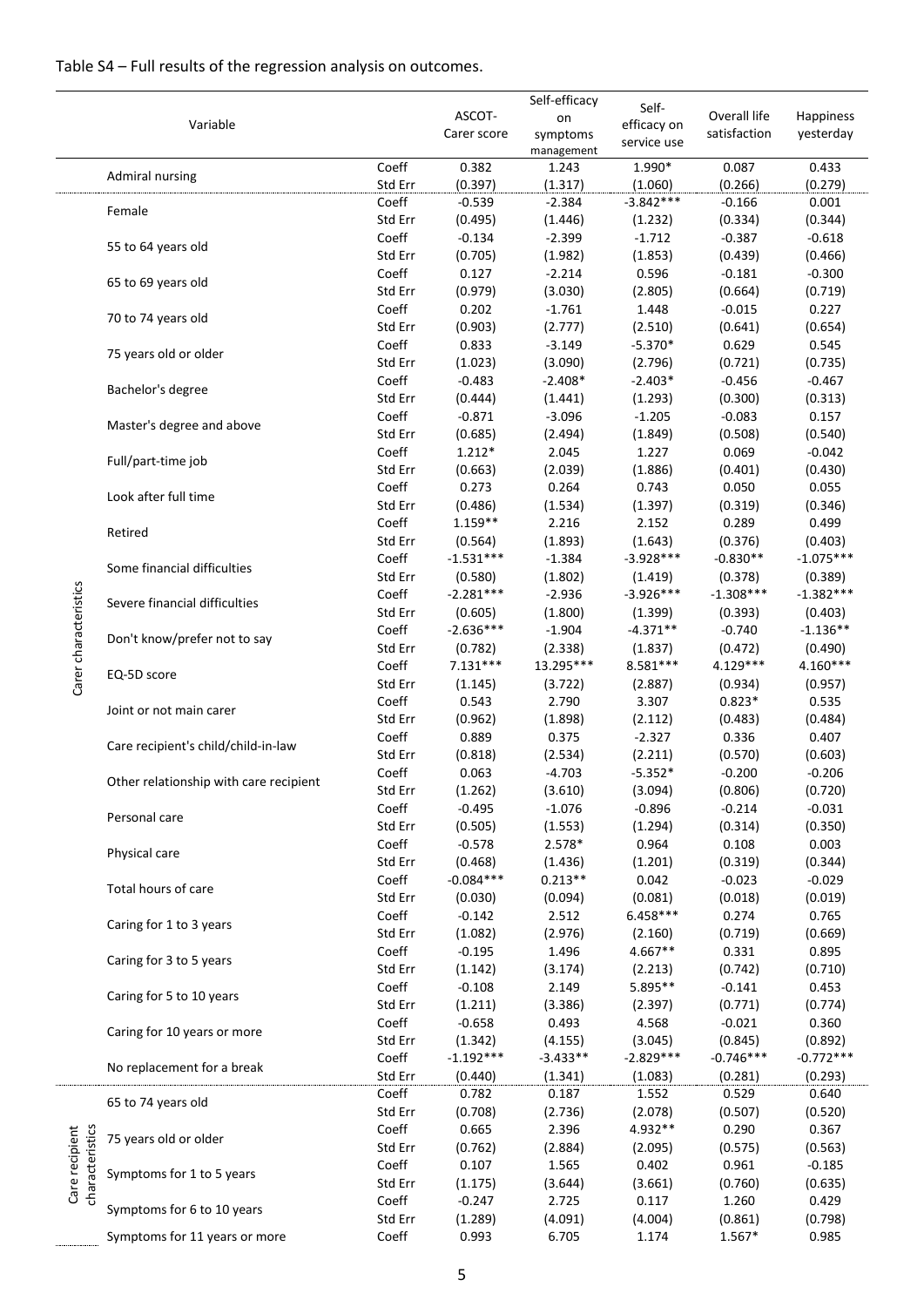Table S4 – Full results of the regression analysis on outcomes.

| | Variable | | ASCOT-Carer score | Self-efficacy on symptoms management | Self-efficacy on service use | Overall life satisfaction | Happiness yesterday |
|---|---|---|---|---|---|---|---|
| | Admiral nursing | Coeff | 0.382 | 1.243 | 1.990* | 0.087 | 0.433 |
| | | Std Err | (0.397) | (1.317) | (1.060) | (0.266) | (0.279) |
| Carer characteristics | Female | Coeff | -0.539 | -2.384 | -3.842*** | -0.166 | 0.001 |
| | | Std Err | (0.495) | (1.446) | (1.232) | (0.334) | (0.344) |
| | 55 to 64 years old | Coeff | -0.134 | -2.399 | -1.712 | -0.387 | -0.618 |
| | | Std Err | (0.705) | (1.982) | (1.853) | (0.439) | (0.466) |
| | 65 to 69 years old | Coeff | 0.127 | -2.214 | 0.596 | -0.181 | -0.300 |
| | | Std Err | (0.979) | (3.030) | (2.805) | (0.664) | (0.719) |
| | 70 to 74 years old | Coeff | 0.202 | -1.761 | 1.448 | -0.015 | 0.227 |
| | | Std Err | (0.903) | (2.777) | (2.510) | (0.641) | (0.654) |
| | 75 years old or older | Coeff | 0.833 | -3.149 | -5.370* | 0.629 | 0.545 |
| | | Std Err | (1.023) | (3.090) | (2.796) | (0.721) | (0.735) |
| | Bachelor's degree | Coeff | -0.483 | -2.408* | -2.403* | -0.456 | -0.467 |
| | | Std Err | (0.444) | (1.441) | (1.293) | (0.300) | (0.313) |
| | Master's degree and above | Coeff | -0.871 | -3.096 | -1.205 | -0.083 | 0.157 |
| | | Std Err | (0.685) | (2.494) | (1.849) | (0.508) | (0.540) |
| | Full/part-time job | Coeff | 1.212* | 2.045 | 1.227 | 0.069 | -0.042 |
| | | Std Err | (0.663) | (2.039) | (1.886) | (0.401) | (0.430) |
| | Look after full time | Coeff | 0.273 | 0.264 | 0.743 | 0.050 | 0.055 |
| | | Std Err | (0.486) | (1.534) | (1.397) | (0.319) | (0.346) |
| | Retired | Coeff | 1.159** | 2.216 | 2.152 | 0.289 | 0.499 |
| | | Std Err | (0.564) | (1.893) | (1.643) | (0.376) | (0.403) |
| | Some financial difficulties | Coeff | -1.531*** | -1.384 | -3.928*** | -0.830** | -1.075*** |
| | | Std Err | (0.580) | (1.802) | (1.419) | (0.378) | (0.389) |
| | Severe financial difficulties | Coeff | -2.281*** | -2.936 | -3.926*** | -1.308*** | -1.382*** |
| | | Std Err | (0.605) | (1.800) | (1.399) | (0.393) | (0.403) |
| | Don't know/prefer not to say | Coeff | -2.636*** | -1.904 | -4.371** | -0.740 | -1.136** |
| | | Std Err | (0.782) | (2.338) | (1.837) | (0.472) | (0.490) |
| | EQ-5D score | Coeff | 7.131*** | 13.295*** | 8.581*** | 4.129*** | 4.160*** |
| | | Std Err | (1.145) | (3.722) | (2.887) | (0.934) | (0.957) |
| | Joint or not main carer | Coeff | 0.543 | 2.790 | 3.307 | 0.823* | 0.535 |
| | | Std Err | (0.962) | (1.898) | (2.112) | (0.483) | (0.484) |
| | Care recipient's child/child-in-law | Coeff | 0.889 | 0.375 | -2.327 | 0.336 | 0.407 |
| | | Std Err | (0.818) | (2.534) | (2.211) | (0.570) | (0.603) |
| | Other relationship with care recipient | Coeff | 0.063 | -4.703 | -5.352* | -0.200 | -0.206 |
| | | Std Err | (1.262) | (3.610) | (3.094) | (0.806) | (0.720) |
| | Personal care | Coeff | -0.495 | -1.076 | -0.896 | -0.214 | -0.031 |
| | | Std Err | (0.505) | (1.553) | (1.294) | (0.314) | (0.350) |
| | Physical care | Coeff | -0.578 | 2.578* | 0.964 | 0.108 | 0.003 |
| | | Std Err | (0.468) | (1.436) | (1.201) | (0.319) | (0.344) |
| | Total hours of care | Coeff | -0.084*** | 0.213** | 0.042 | -0.023 | -0.029 |
| | | Std Err | (0.030) | (0.094) | (0.081) | (0.018) | (0.019) |
| | Caring for 1 to 3 years | Coeff | -0.142 | 2.512 | 6.458*** | 0.274 | 0.765 |
| | | Std Err | (1.082) | (2.976) | (2.160) | (0.719) | (0.669) |
| | Caring for 3 to 5 years | Coeff | -0.195 | 1.496 | 4.667** | 0.331 | 0.895 |
| | | Std Err | (1.142) | (3.174) | (2.213) | (0.742) | (0.710) |
| | Caring for 5 to 10 years | Coeff | -0.108 | 2.149 | 5.895** | -0.141 | 0.453 |
| | | Std Err | (1.211) | (3.386) | (2.397) | (0.771) | (0.774) |
| | Caring for 10 years or more | Coeff | -0.658 | 0.493 | 4.568 | -0.021 | 0.360 |
| | | Std Err | (1.342) | (4.155) | (3.045) | (0.845) | (0.892) |
| | No replacement for a break | Coeff | -1.192*** | -3.433** | -2.829*** | -0.746*** | -0.772*** |
| | | Std Err | (0.440) | (1.341) | (1.083) | (0.281) | (0.293) |
| Care recipient characteristics | 65 to 74 years old | Coeff | 0.782 | 0.187 | 1.552 | 0.529 | 0.640 |
| | | Std Err | (0.708) | (2.736) | (2.078) | (0.507) | (0.520) |
| | 75 years old or older | Coeff | 0.665 | 2.396 | 4.932** | 0.290 | 0.367 |
| | | Std Err | (0.762) | (2.884) | (2.095) | (0.575) | (0.563) |
| | Symptoms for 1 to 5 years | Coeff | 0.107 | 1.565 | 0.402 | 0.961 | -0.185 |
| | | Std Err | (1.175) | (3.644) | (3.661) | (0.760) | (0.635) |
| | Symptoms for 6 to 10 years | Coeff | -0.247 | 2.725 | 0.117 | 1.260 | 0.429 |
| | | Std Err | (1.289) | (4.091) | (4.004) | (0.861) | (0.798) |
| | Symptoms for 11 years or more | Coeff | 0.993 | 6.705 | 1.174 | 1.567* | 0.985 |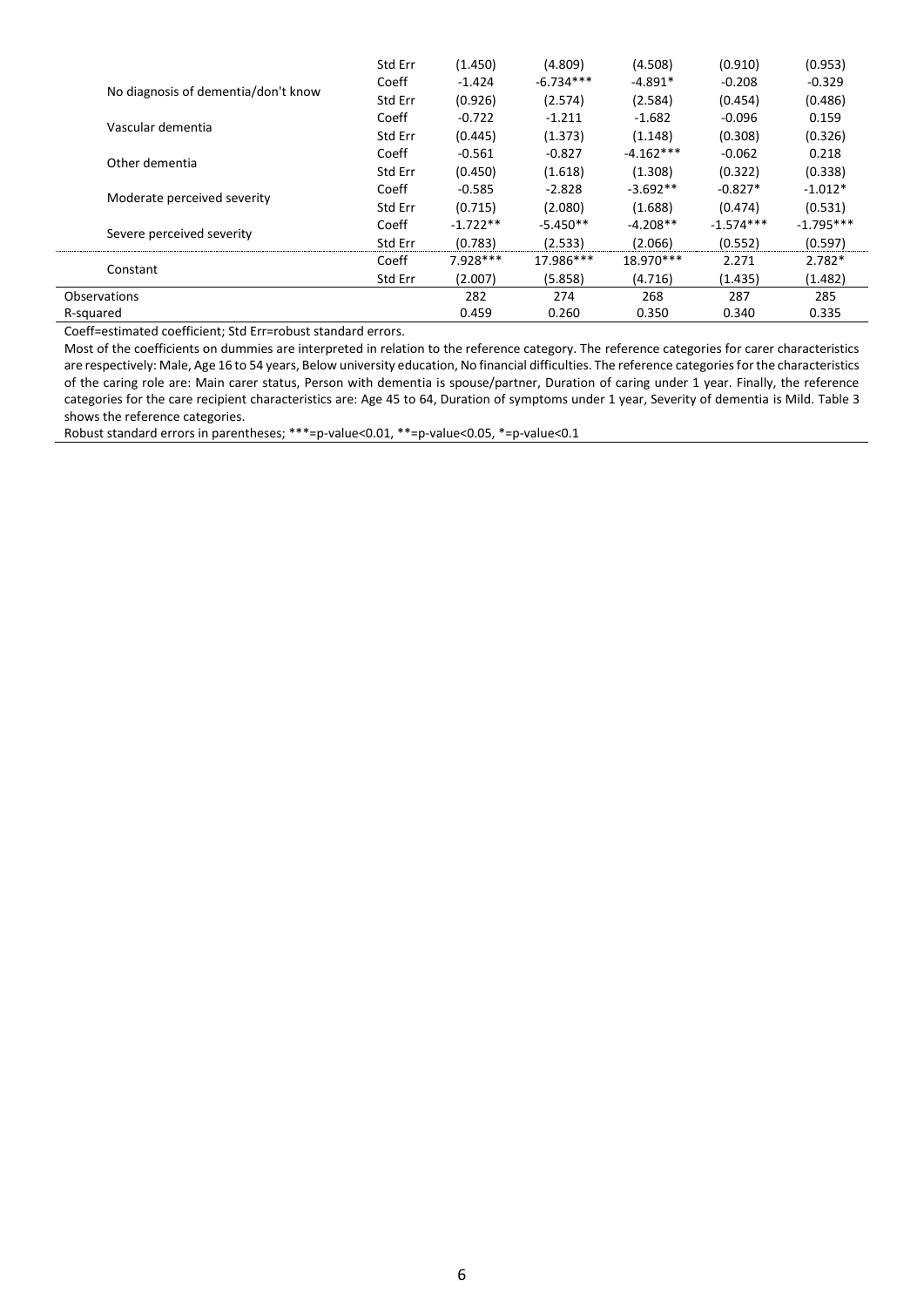| | | | | | | |
|---|---|---|---|---|---|---|
| | Std Err | (1.450) | (4.809) | (4.508) | (0.910) | (0.953) |
| No diagnosis of dementia/don't know | Coeff | -1.424 | -6.734*** | -4.891* | -0.208 | -0.329 |
| | Std Err | (0.926) | (2.574) | (2.584) | (0.454) | (0.486) |
| Vascular dementia | Coeff | -0.722 | -1.211 | -1.682 | -0.096 | 0.159 |
| | Std Err | (0.445) | (1.373) | (1.148) | (0.308) | (0.326) |
| Other dementia | Coeff | -0.561 | -0.827 | -4.162*** | -0.062 | 0.218 |
| | Std Err | (0.450) | (1.618) | (1.308) | (0.322) | (0.338) |
| Moderate perceived severity | Coeff | -0.585 | -2.828 | -3.692** | -0.827* | -1.012* |
| | Std Err | (0.715) | (2.080) | (1.688) | (0.474) | (0.531) |
| Severe perceived severity | Coeff | -1.722** | -5.450** | -4.208** | -1.574*** | -1.795*** |
| | Std Err | (0.783) | (2.533) | (2.066) | (0.552) | (0.597) |
| Constant | Coeff | 7.928*** | 17.986*** | 18.970*** | 2.271 | 2.782* |
| | Std Err | (2.007) | (5.858) | (4.716) | (1.435) | (1.482) |
| Observations | | 282 | 274 | 268 | 287 | 285 |
| R-squared | | 0.459 | 0.260 | 0.350 | 0.340 | 0.335 |

Coeff=estimated coefficient; Std Err=robust standard errors.

Most of the coefficients on dummies are interpreted in relation to the reference category. The reference categories for carer characteristics are respectively: Male, Age 16 to 54 years, Below university education, No financial difficulties. The reference categories for the characteristics of the caring role are: Main carer status, Person with dementia is spouse/partner, Duration of caring under 1 year. Finally, the reference categories for the care recipient characteristics are: Age 45 to 64, Duration of symptoms under 1 year, Severity of dementia is Mild. Table 3 shows the reference categories.

Robust standard errors in parentheses; ***=p-value<0.01, **=p-value<0.05, *=p-value<0.1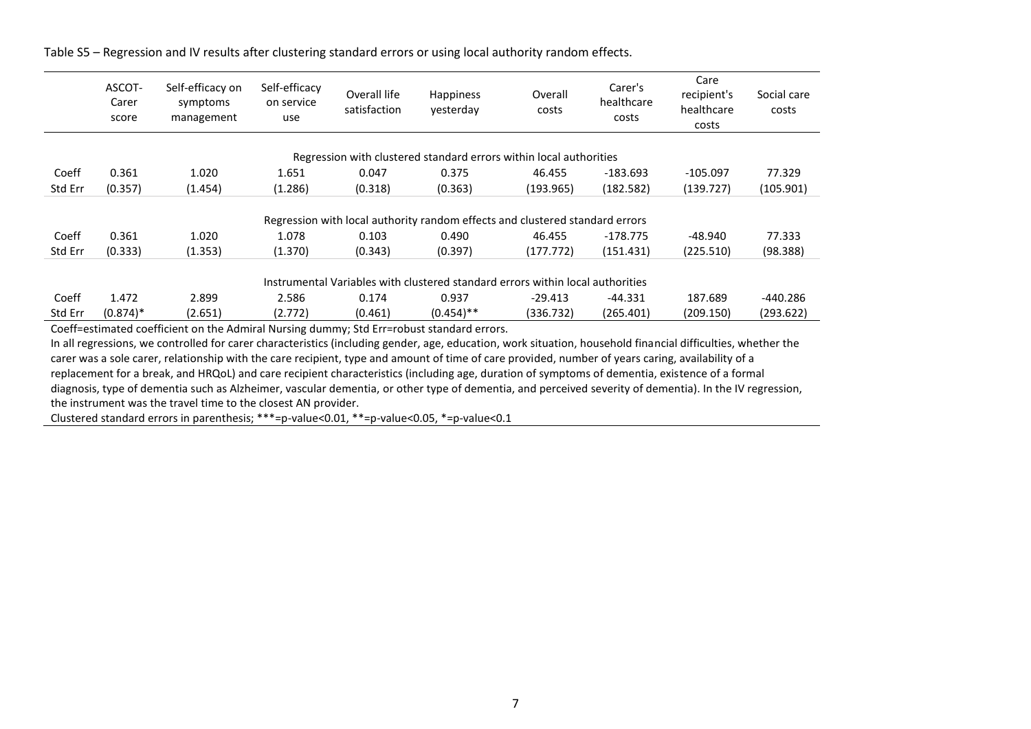Table S5 – Regression and IV results after clustering standard errors or using local authority random effects.

| | ASCOT-Carer score | Self-efficacy on symptoms management | Self-efficacy on service use | Overall life satisfaction | Happiness yesterday | Overall costs | Carer's healthcare costs | Care recipient's healthcare costs | Social care costs |
|---|---|---|---|---|---|---|---|---|---|
| | Regression with clustered standard errors within local authorities | | | | | | | | |
| Coeff | 0.361 | 1.020 | 1.651 | 0.047 | 0.375 | 46.455 | -183.693 | -105.097 | 77.329 |
| Std Err | (0.357) | (1.454) | (1.286) | (0.318) | (0.363) | (193.965) | (182.582) | (139.727) | (105.901) |
| | Regression with local authority random effects and clustered standard errors | | | | | | | | |
| Coeff | 0.361 | 1.020 | 1.078 | 0.103 | 0.490 | 46.455 | -178.775 | -48.940 | 77.333 |
| Std Err | (0.333) | (1.353) | (1.370) | (0.343) | (0.397) | (177.772) | (151.431) | (225.510) | (98.388) |
| | Instrumental Variables with clustered standard errors within local authorities | | | | | | | | |
| Coeff | 1.472 | 2.899 | 2.586 | 0.174 | 0.937 | -29.413 | -44.331 | 187.689 | -440.286 |
| Std Err | (0.874)* | (2.651) | (2.772) | (0.461) | (0.454)** | (336.732) | (265.401) | (209.150) | (293.622) |

Coeff=estimated coefficient on the Admiral Nursing dummy; Std Err=robust standard errors.

In all regressions, we controlled for carer characteristics (including gender, age, education, work situation, household financial difficulties, whether the carer was a sole carer, relationship with the care recipient, type and amount of time of care provided, number of years caring, availability of a replacement for a break, and HRQoL) and care recipient characteristics (including age, duration of symptoms of dementia, existence of a formal diagnosis, type of dementia such as Alzheimer, vascular dementia, or other type of dementia, and perceived severity of dementia). In the IV regression, the instrument was the travel time to the closest AN provider.

Clustered standard errors in parenthesis; ***=p-value<0.01, **=p-value<0.05, *=p-value<0.1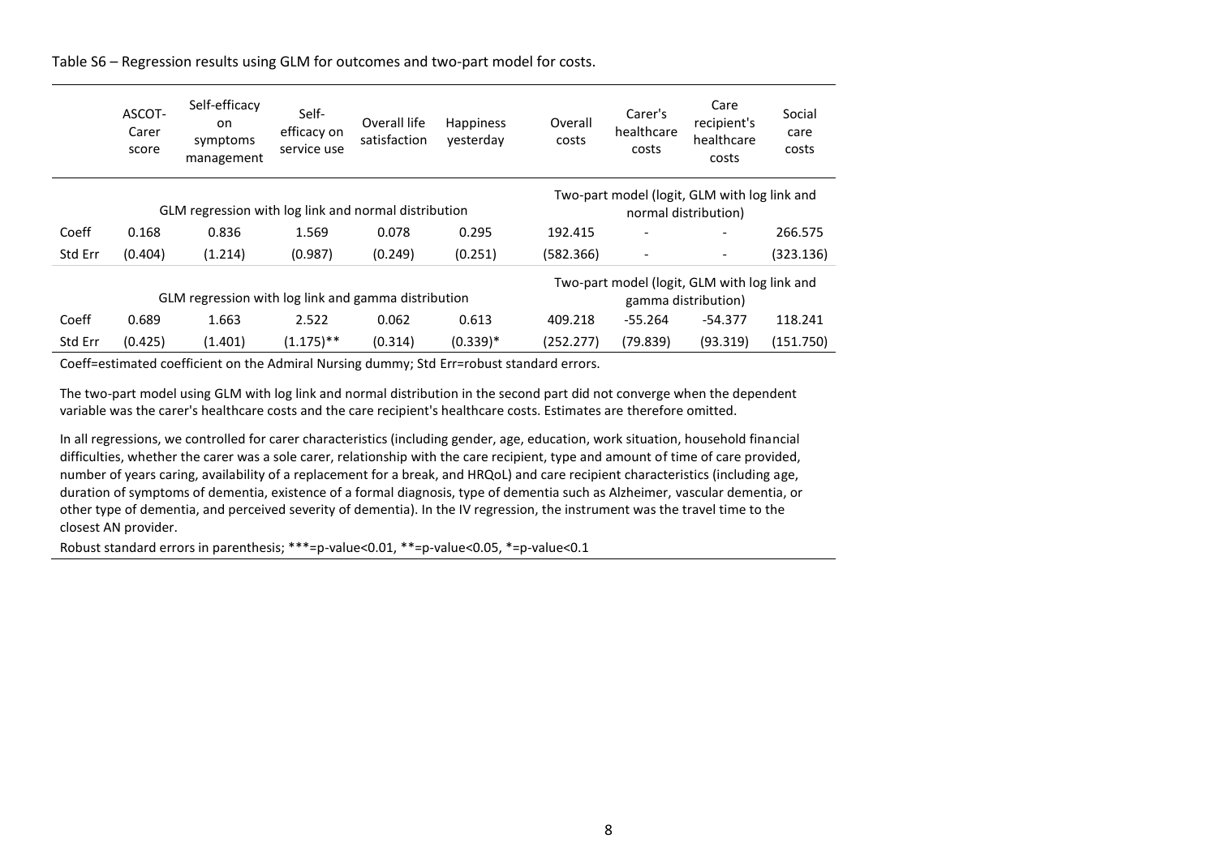Table S6 – Regression results using GLM for outcomes and two-part model for costs.

| | ASCOT-Carer score | Self-efficacy on symptoms management | Self-efficacy on service use | Overall life satisfaction | Happiness yesterday | Overall costs | Carer's healthcare costs | Care recipient's healthcare costs | Social care costs |
|---|---|---|---|---|---|---|---|---|---|
| | GLM regression with log link and normal distribution | | | | | Two-part model (logit, GLM with log link and normal distribution) | | | |
| Coeff | 0.168 | 0.836 | 1.569 | 0.078 | 0.295 | 192.415 | - | - | 266.575 |
| Std Err | (0.404) | (1.214) | (0.987) | (0.249) | (0.251) | (582.366) | - | - | (323.136) |
| | GLM regression with log link and gamma distribution | | | | | Two-part model (logit, GLM with log link and gamma distribution) | | | |
| Coeff | 0.689 | 1.663 | 2.522 | 0.062 | 0.613 | 409.218 | -55.264 | -54.377 | 118.241 |
| Std Err | (0.425) | (1.401) | (1.175)** | (0.314) | (0.339)* | (252.277) | (79.839) | (93.319) | (151.750) |

Coeff=estimated coefficient on the Admiral Nursing dummy; Std Err=robust standard errors.

The two-part model using GLM with log link and normal distribution in the second part did not converge when the dependent variable was the carer's healthcare costs and the care recipient's healthcare costs. Estimates are therefore omitted.

In all regressions, we controlled for carer characteristics (including gender, age, education, work situation, household financial difficulties, whether the carer was a sole carer, relationship with the care recipient, type and amount of time of care provided, number of years caring, availability of a replacement for a break, and HRQoL) and care recipient characteristics (including age, duration of symptoms of dementia, existence of a formal diagnosis, type of dementia such as Alzheimer, vascular dementia, or other type of dementia, and perceived severity of dementia). In the IV regression, the instrument was the travel time to the closest AN provider.

Robust standard errors in parenthesis; ***=p-value<0.01, **=p-value<0.05, *=p-value<0.1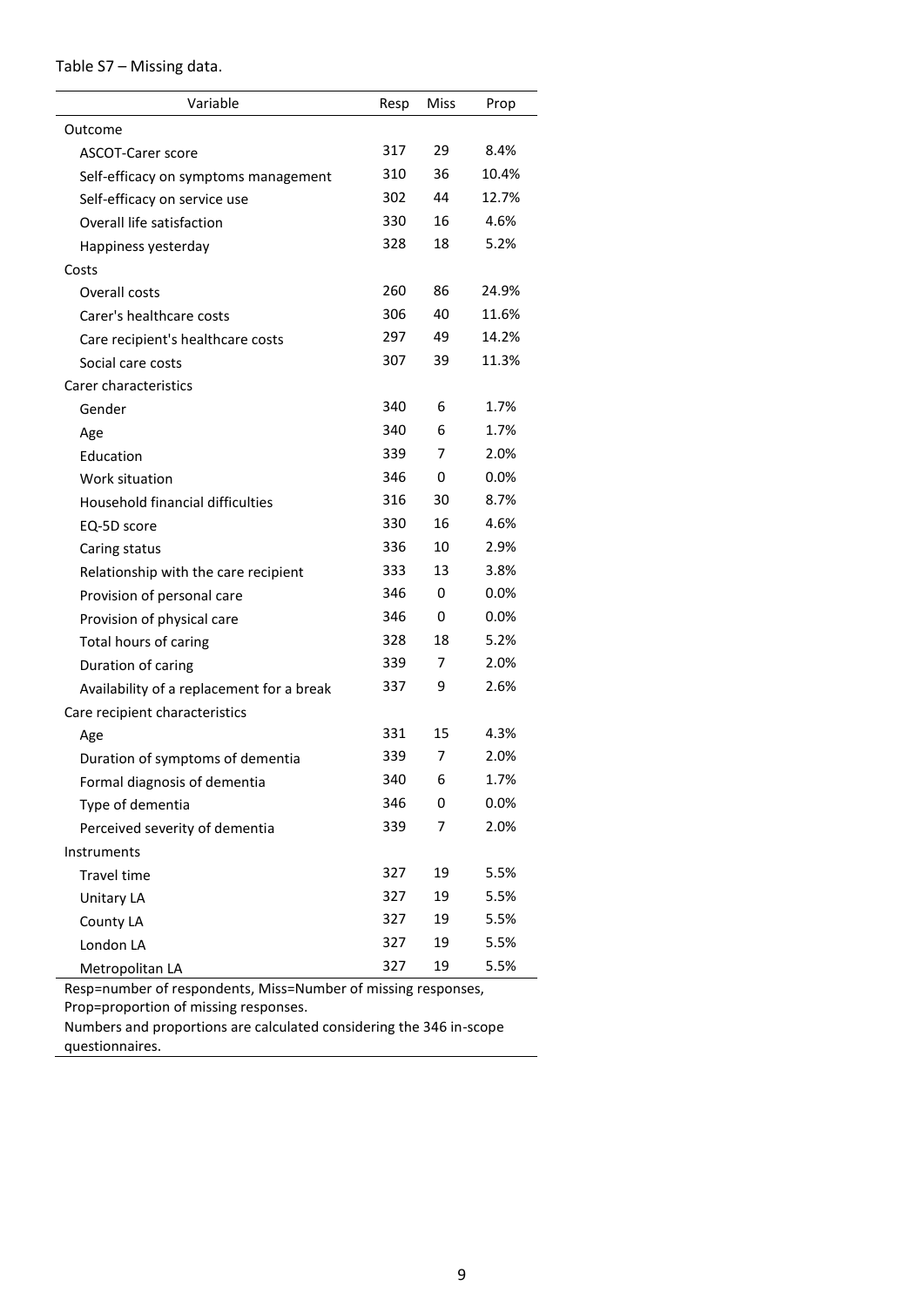Table S7 – Missing data.

| Variable | Resp | Miss | Prop |
|---|---|---|---|
| Outcome | | | |
| ASCOT-Carer score | 317 | 29 | 8.4% |
| Self-efficacy on symptoms management | 310 | 36 | 10.4% |
| Self-efficacy on service use | 302 | 44 | 12.7% |
| Overall life satisfaction | 330 | 16 | 4.6% |
| Happiness yesterday | 328 | 18 | 5.2% |
| Costs | | | |
| Overall costs | 260 | 86 | 24.9% |
| Carer's healthcare costs | 306 | 40 | 11.6% |
| Care recipient's healthcare costs | 297 | 49 | 14.2% |
| Social care costs | 307 | 39 | 11.3% |
| Carer characteristics | | | |
| Gender | 340 | 6 | 1.7% |
| Age | 340 | 6 | 1.7% |
| Education | 339 | 7 | 2.0% |
| Work situation | 346 | 0 | 0.0% |
| Household financial difficulties | 316 | 30 | 8.7% |
| EQ-5D score | 330 | 16 | 4.6% |
| Caring status | 336 | 10 | 2.9% |
| Relationship with the care recipient | 333 | 13 | 3.8% |
| Provision of personal care | 346 | 0 | 0.0% |
| Provision of physical care | 346 | 0 | 0.0% |
| Total hours of caring | 328 | 18 | 5.2% |
| Duration of caring | 339 | 7 | 2.0% |
| Availability of a replacement for a break | 337 | 9 | 2.6% |
| Care recipient characteristics | | | |
| Age | 331 | 15 | 4.3% |
| Duration of symptoms of dementia | 339 | 7 | 2.0% |
| Formal diagnosis of dementia | 340 | 6 | 1.7% |
| Type of dementia | 346 | 0 | 0.0% |
| Perceived severity of dementia | 339 | 7 | 2.0% |
| Instruments | | | |
| Travel time | 327 | 19 | 5.5% |
| Unitary LA | 327 | 19 | 5.5% |
| County LA | 327 | 19 | 5.5% |
| London LA | 327 | 19 | 5.5% |
| Metropolitan LA | 327 | 19 | 5.5% |

Resp=number of respondents, Miss=Number of missing responses, Prop=proportion of missing responses.

Numbers and proportions are calculated considering the 346 in-scope questionnaires.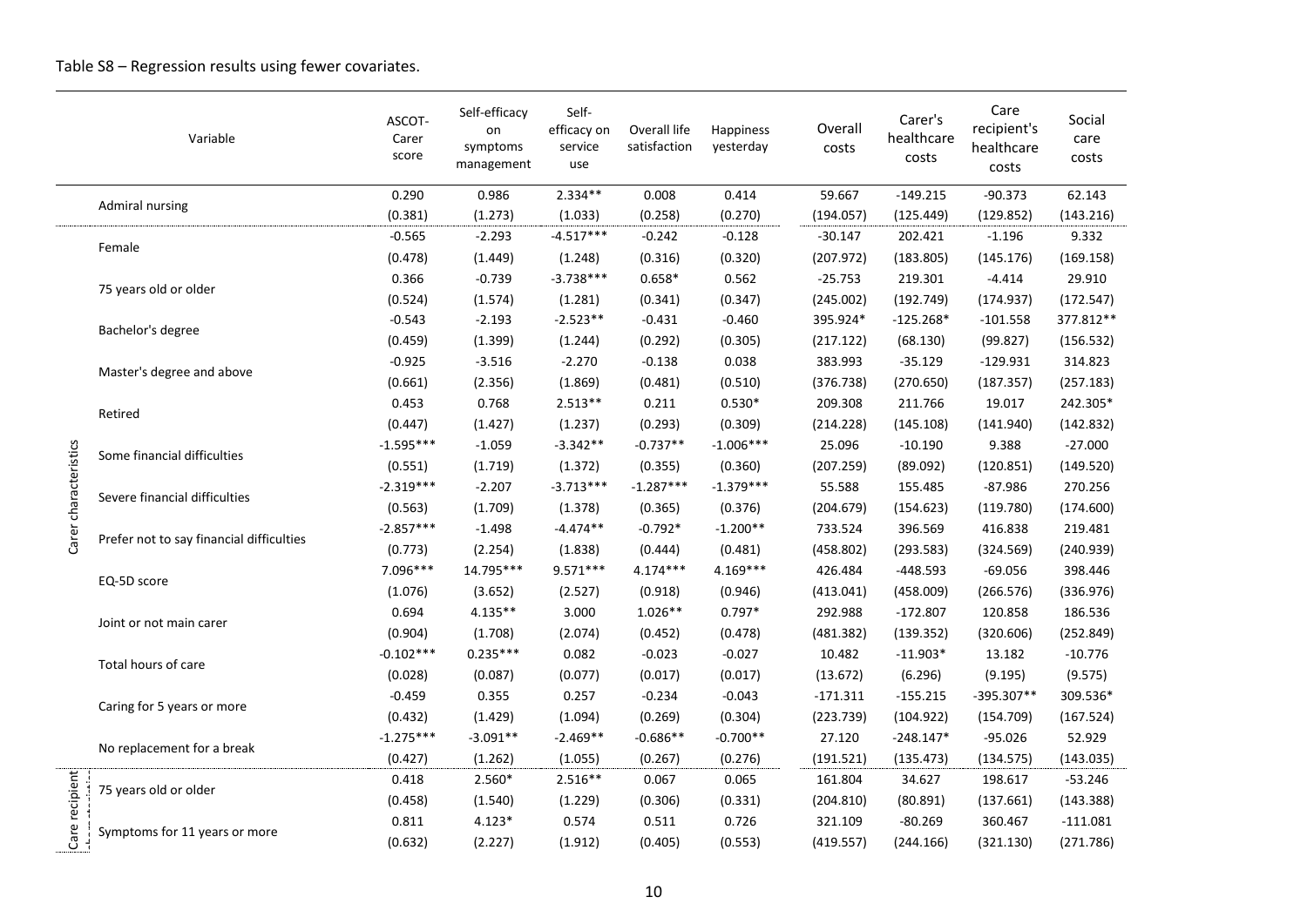Table S8 – Regression results using fewer covariates.

| | Variable | ASCOT-Carer score | Self-efficacy on symptoms management | Self-efficacy on service use | Overall life satisfaction | Happiness yesterday | Overall costs | Carer's healthcare costs | Care recipient's healthcare costs | Social care costs |
|---|---|---|---|---|---|---|---|---|---|---|
| | Admiral nursing | 0.290 | 0.986 | 2.334** | 0.008 | 0.414 | 59.667 | -149.215 | -90.373 | 62.143 |
| | | (0.381) | (1.273) | (1.033) | (0.258) | (0.270) | (194.057) | (125.449) | (129.852) | (143.216) |
| Carer characteristics | Female | -0.565 | -2.293 | -4.517*** | -0.242 | -0.128 | -30.147 | 202.421 | -1.196 | 9.332 |
| | | (0.478) | (1.449) | (1.248) | (0.316) | (0.320) | (207.972) | (183.805) | (145.176) | (169.158) |
| | 75 years old or older | 0.366 | -0.739 | -3.738*** | 0.658* | 0.562 | -25.753 | 219.301 | -4.414 | 29.910 |
| | | (0.524) | (1.574) | (1.281) | (0.341) | (0.347) | (245.002) | (192.749) | (174.937) | (172.547) |
| | Bachelor's degree | -0.543 | -2.193 | -2.523** | -0.431 | -0.460 | 395.924* | -125.268* | -101.558 | 377.812** |
| | | (0.459) | (1.399) | (1.244) | (0.292) | (0.305) | (217.122) | (68.130) | (99.827) | (156.532) |
| | Master's degree and above | -0.925 | -3.516 | -2.270 | -0.138 | 0.038 | 383.993 | -35.129 | -129.931 | 314.823 |
| | | (0.661) | (2.356) | (1.869) | (0.481) | (0.510) | (376.738) | (270.650) | (187.357) | (257.183) |
| | Retired | 0.453 | 0.768 | 2.513** | 0.211 | 0.530* | 209.308 | 211.766 | 19.017 | 242.305* |
| | | (0.447) | (1.427) | (1.237) | (0.293) | (0.309) | (214.228) | (145.108) | (141.940) | (142.832) |
| | Some financial difficulties | -1.595*** | -1.059 | -3.342** | -0.737** | -1.006*** | 25.096 | -10.190 | 9.388 | -27.000 |
| | | (0.551) | (1.719) | (1.372) | (0.355) | (0.360) | (207.259) | (89.092) | (120.851) | (149.520) |
| | Severe financial difficulties | -2.319*** | -2.207 | -3.713*** | -1.287*** | -1.379*** | 55.588 | 155.485 | -87.986 | 270.256 |
| | | (0.563) | (1.709) | (1.378) | (0.365) | (0.376) | (204.679) | (154.623) | (119.780) | (174.600) |
| | Prefer not to say financial difficulties | -2.857*** | -1.498 | -4.474** | -0.792* | -1.200** | 733.524 | 396.569 | 416.838 | 219.481 |
| | | (0.773) | (2.254) | (1.838) | (0.444) | (0.481) | (458.802) | (293.583) | (324.569) | (240.939) |
| | EQ-5D score | 7.096*** | 14.795*** | 9.571*** | 4.174*** | 4.169*** | 426.484 | -448.593 | -69.056 | 398.446 |
| | | (1.076) | (3.652) | (2.527) | (0.918) | (0.946) | (413.041) | (458.009) | (266.576) | (336.976) |
| | Joint or not main carer | 0.694 | 4.135** | 3.000 | 1.026** | 0.797* | 292.988 | -172.807 | 120.858 | 186.536 |
| | | (0.904) | (1.708) | (2.074) | (0.452) | (0.478) | (481.382) | (139.352) | (320.606) | (252.849) |
| | Total hours of care | -0.102*** | 0.235*** | 0.082 | -0.023 | -0.027 | 10.482 | -11.903* | 13.182 | -10.776 |
| | | (0.028) | (0.087) | (0.077) | (0.017) | (0.017) | (13.672) | (6.296) | (9.195) | (9.575) |
| | Caring for 5 years or more | -0.459 | 0.355 | 0.257 | -0.234 | -0.043 | -171.311 | -155.215 | -395.307** | 309.536* |
| | | (0.432) | (1.429) | (1.094) | (0.269) | (0.304) | (223.739) | (104.922) | (154.709) | (167.524) |
| | No replacement for a break | -1.275*** | -3.091** | -2.469** | -0.686** | -0.700** | 27.120 | -248.147* | -95.026 | 52.929 |
| | | (0.427) | (1.262) | (1.055) | (0.267) | (0.276) | (191.521) | (135.473) | (134.575) | (143.035) |
| Care recipient characteristics | 75 years old or older | 0.418 | 2.560* | 2.516** | 0.067 | 0.065 | 161.804 | 34.627 | 198.617 | -53.246 |
| | | (0.458) | (1.540) | (1.229) | (0.306) | (0.331) | (204.810) | (80.891) | (137.661) | (143.388) |
| | Symptoms for 11 years or more | 0.811 | 4.123* | 0.574 | 0.511 | 0.726 | 321.109 | -80.269 | 360.467 | -111.081 |
| | | (0.632) | (2.227) | (1.912) | (0.405) | (0.553) | (419.557) | (244.166) | (321.130) | (271.786) |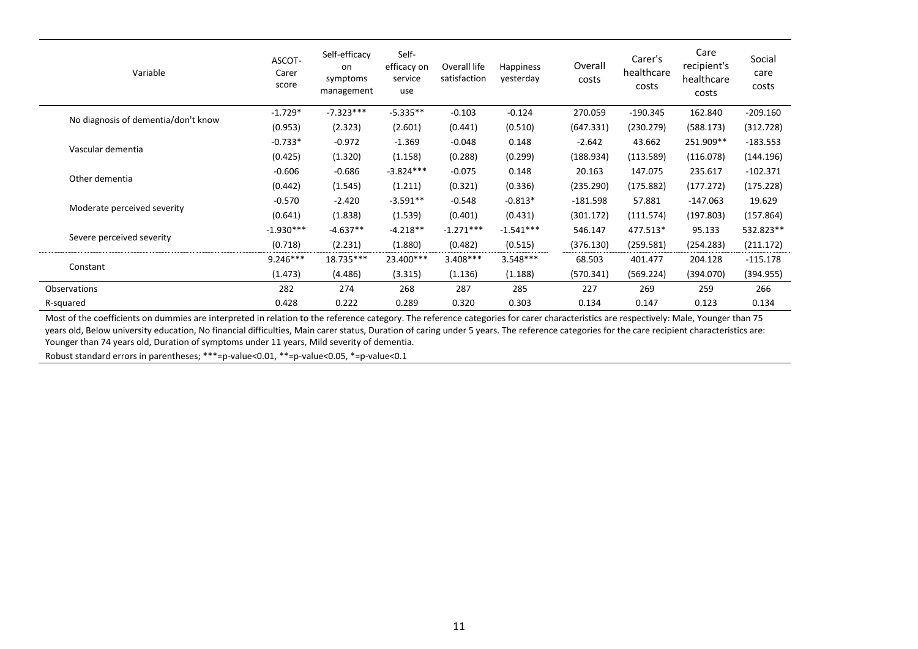| Variable | ASCOT-Carer score | Self-efficacy on symptoms management | Self-efficacy on service use | Overall life satisfaction | Happiness yesterday | Overall costs | Carer's healthcare costs | Care recipient's healthcare costs | Social care costs |
|---|---|---|---|---|---|---|---|---|---|
| No diagnosis of dementia/don't know | -1.729* | -7.323*** | -5.335** | -0.103 | -0.124 | 270.059 | -190.345 | 162.840 | -209.160 |
| | (0.953) | (2.323) | (2.601) | (0.441) | (0.510) | (647.331) | (230.279) | (588.173) | (312.728) |
| Vascular dementia | -0.733* | -0.972 | -1.369 | -0.048 | 0.148 | -2.642 | 43.662 | 251.909** | -183.553 |
| | (0.425) | (1.320) | (1.158) | (0.288) | (0.299) | (188.934) | (113.589) | (116.078) | (144.196) |
| Other dementia | -0.606 | -0.686 | -3.824*** | -0.075 | 0.148 | 20.163 | 147.075 | 235.617 | -102.371 |
| | (0.442) | (1.545) | (1.211) | (0.321) | (0.336) | (235.290) | (175.882) | (177.272) | (175.228) |
| Moderate perceived severity | -0.570 | -2.420 | -3.591** | -0.548 | -0.813* | -181.598 | 57.881 | -147.063 | 19.629 |
| | (0.641) | (1.838) | (1.539) | (0.401) | (0.431) | (301.172) | (111.574) | (197.803) | (157.864) |
| Severe perceived severity | -1.930*** | -4.637** | -4.218** | -1.271*** | -1.541*** | 546.147 | 477.513* | 95.133 | 532.823** |
| | (0.718) | (2.231) | (1.880) | (0.482) | (0.515) | (376.130) | (259.581) | (254.283) | (211.172) |
| Constant | 9.246*** | 18.735*** | 23.400*** | 3.408*** | 3.548*** | 68.503 | 401.477 | 204.128 | -115.178 |
| | (1.473) | (4.486) | (3.315) | (1.136) | (1.188) | (570.341) | (569.224) | (394.070) | (394.955) |
| Observations | 282 | 274 | 268 | 287 | 285 | 227 | 269 | 259 | 266 |
| R-squared | 0.428 | 0.222 | 0.289 | 0.320 | 0.303 | 0.134 | 0.147 | 0.123 | 0.134 |

Most of the coefficients on dummies are interpreted in relation to the reference category. The reference categories for carer characteristics are respectively: Male, Younger than 75 years old, Below university education, No financial difficulties, Main carer status, Duration of caring under 5 years. The reference categories for the care recipient characteristics are: Younger than 74 years old, Duration of symptoms under 11 years, Mild severity of dementia.

Robust standard errors in parentheses; ***=p-value<0.01, **=p-value<0.05, *=p-value<0.1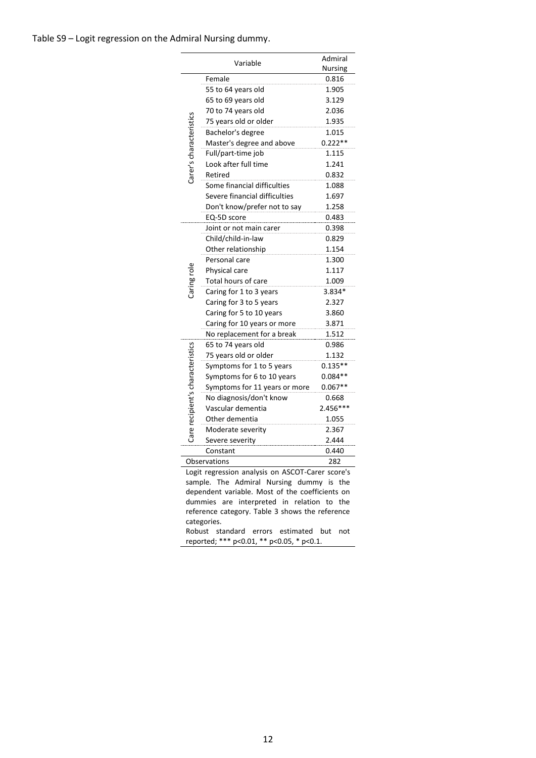Table S9 – Logit regression on the Admiral Nursing dummy.

| | Variable | Admiral Nursing |
|---|---|---|
| Carer's characteristics | Female | 0.816 |
| | 55 to 64 years old | 1.905 |
| | 65 to 69 years old | 3.129 |
| | 70 to 74 years old | 2.036 |
| | 75 years old or older | 1.935 |
| | Bachelor's degree | 1.015 |
| | Master's degree and above | 0.222** |
| | Full/part-time job | 1.115 |
| | Look after full time | 1.241 |
| | Retired | 0.832 |
| | Some financial difficulties | 1.088 |
| | Severe financial difficulties | 1.697 |
| | Don't know/prefer not to say | 1.258 |
| | EQ-5D score | 0.483 |
| Caring role | Joint or not main carer | 0.398 |
| | Child/child-in-law | 0.829 |
| | Other relationship | 1.154 |
| | Personal care | 1.300 |
| | Physical care | 1.117 |
| | Total hours of care | 1.009 |
| | Caring for 1 to 3 years | 3.834* |
| | Caring for 3 to 5 years | 2.327 |
| | Caring for 5 to 10 years | 3.860 |
| | Caring for 10 years or more | 3.871 |
| | No replacement for a break | 1.512 |
| Care recipient's characteristics | 65 to 74 years old | 0.986 |
| | 75 years old or older | 1.132 |
| | Symptoms for 1 to 5 years | 0.135** |
| | Symptoms for 6 to 10 years | 0.084** |
| | Symptoms for 11 years or more | 0.067** |
| | No diagnosis/don't know | 0.668 |
| | Vascular dementia | 2.456*** |
| | Other dementia | 1.055 |
| | Moderate severity | 2.367 |
| | Severe severity | 2.444 |
| | Constant | 0.440 |
| Observations | | 282 |

Logit regression analysis on ASCOT-Carer score's sample. The Admiral Nursing dummy is the dependent variable. Most of the coefficients on dummies are interpreted in relation to the reference category. Table 3 shows the reference categories.

Robust standard errors estimated but not reported; *** p<0.01, ** p<0.05, * p<0.1.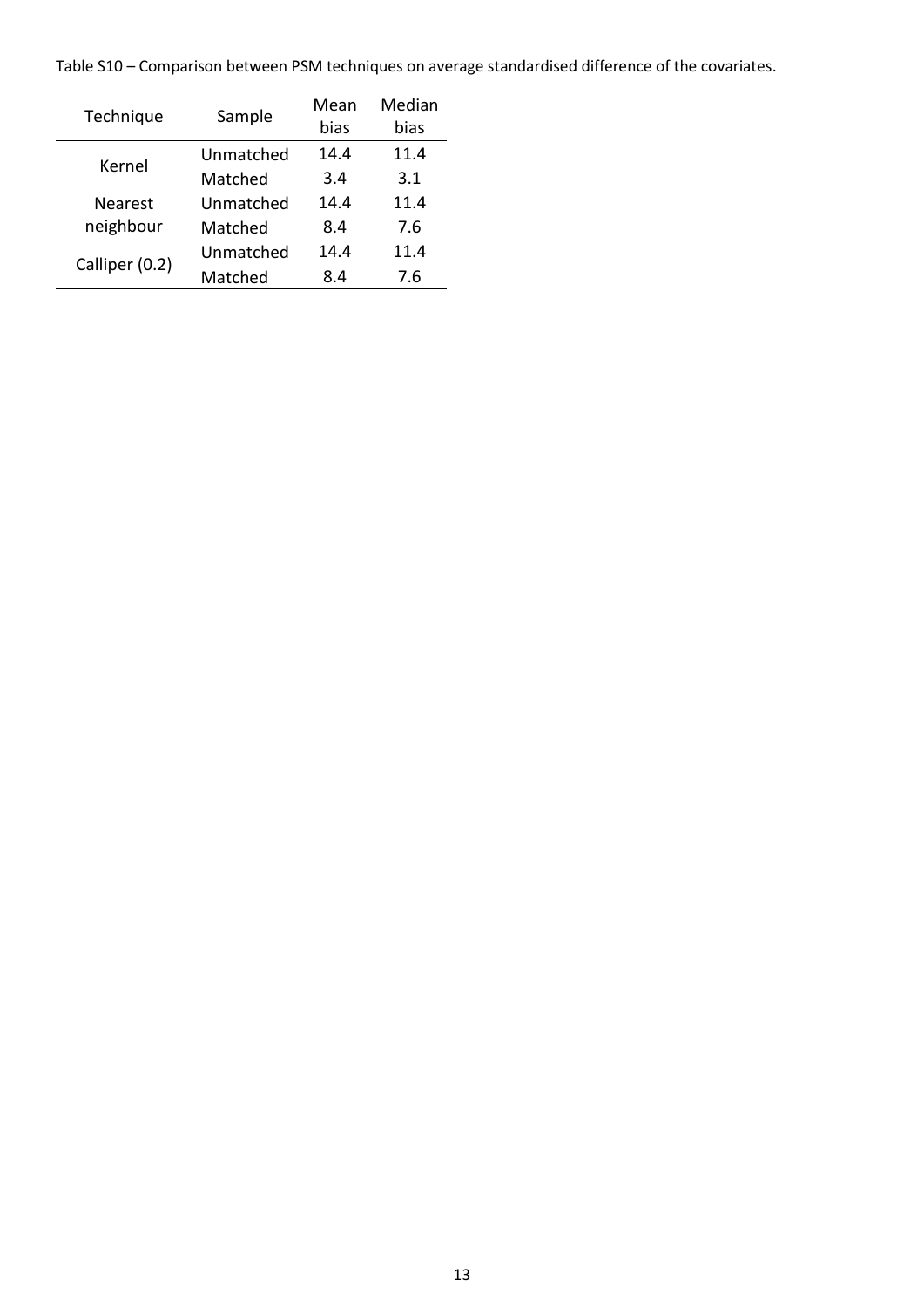Table S10 – Comparison between PSM techniques on average standardised difference of the covariates.

| Technique | Sample | Mean bias | Median bias |
|---|---|---|---|
| Kernel | Unmatched | 14.4 | 11.4 |
| | Matched | 3.4 | 3.1 |
| Nearest neighbour | Unmatched | 14.4 | 11.4 |
| | Matched | 8.4 | 7.6 |
| Calliper (0.2) | Unmatched | 14.4 | 11.4 |
| | Matched | 8.4 | 7.6 |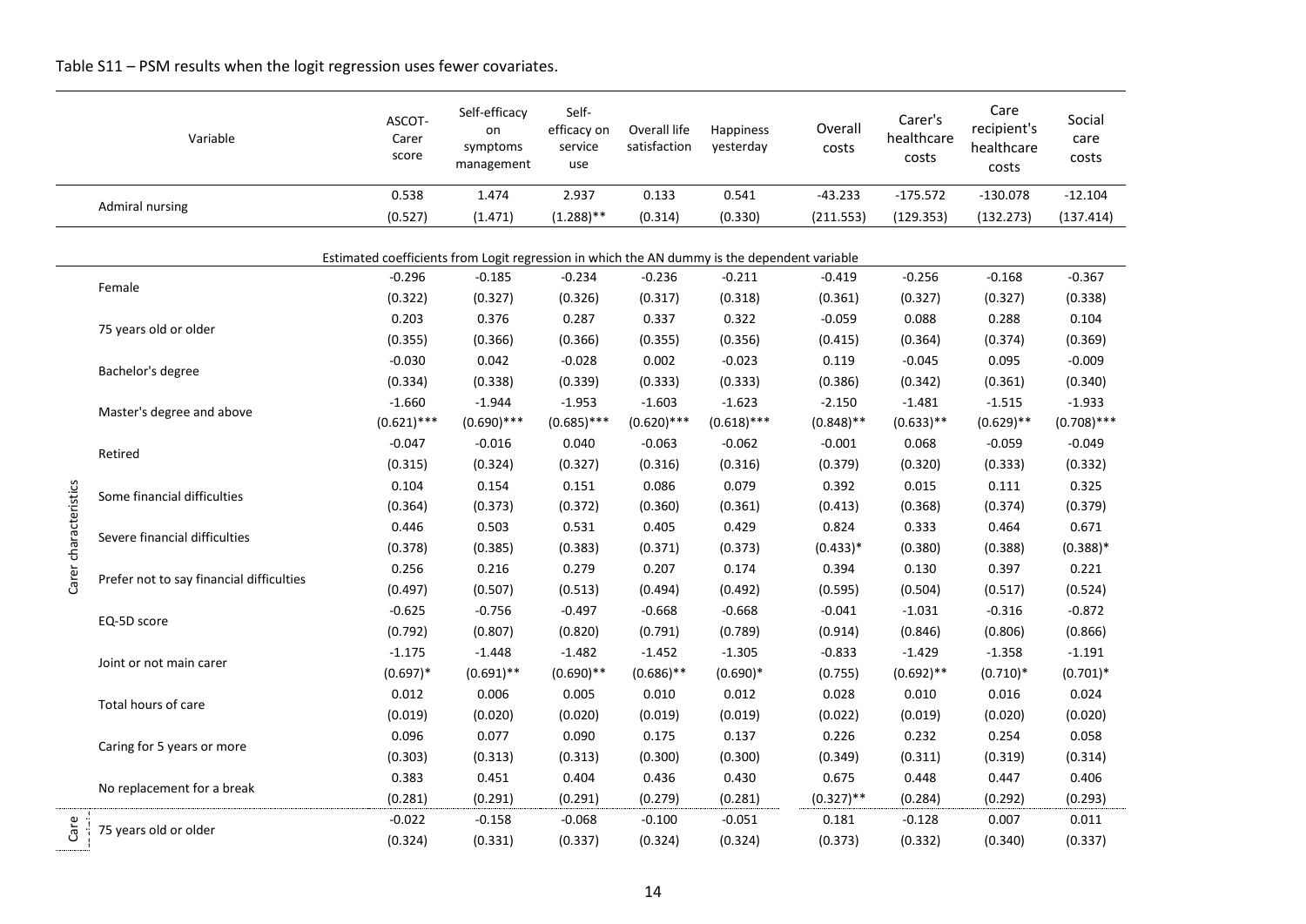Table S11 – PSM results when the logit regression uses fewer covariates.

| | Variable | ASCOT-Carer score | Self-efficacy on symptoms management | Self-efficacy on service use | Overall life satisfaction | Happiness yesterday | Overall costs | Carer's healthcare costs | Care recipient's healthcare costs | Social care costs |
|---|---|---|---|---|---|---|---|---|---|---|
| | Admiral nursing | 0.538 | 1.474 | 2.937 | 0.133 | 0.541 | -43.233 | -175.572 | -130.078 | -12.104 |
| | | (0.527) | (1.471) | (1.288)** | (0.314) | (0.330) | (211.553) | (129.353) | (132.273) | (137.414) |
| | Estimated coefficients from Logit regression in which the AN dummy is the dependent variable | | | | | | | | | |
| Carer characteristics | Female | -0.296 | -0.185 | -0.234 | -0.236 | -0.211 | -0.419 | -0.256 | -0.168 | -0.367 |
| | | (0.322) | (0.327) | (0.326) | (0.317) | (0.318) | (0.361) | (0.327) | (0.327) | (0.338) |
| | 75 years old or older | 0.203 | 0.376 | 0.287 | 0.337 | 0.322 | -0.059 | 0.088 | 0.288 | 0.104 |
| | | (0.355) | (0.366) | (0.366) | (0.355) | (0.356) | (0.415) | (0.364) | (0.374) | (0.369) |
| | Bachelor's degree | -0.030 | 0.042 | -0.028 | 0.002 | -0.023 | 0.119 | -0.045 | 0.095 | -0.009 |
| | | (0.334) | (0.338) | (0.339) | (0.333) | (0.333) | (0.386) | (0.342) | (0.361) | (0.340) |
| | Master's degree and above | -1.660 | -1.944 | -1.953 | -1.603 | -1.623 | -2.150 | -1.481 | -1.515 | -1.933 |
| | | (0.621)*** | (0.690)*** | (0.685)*** | (0.620)*** | (0.618)*** | (0.848)** | (0.633)** | (0.629)** | (0.708)*** |
| | Retired | -0.047 | -0.016 | 0.040 | -0.063 | -0.062 | -0.001 | 0.068 | -0.059 | -0.049 |
| | | (0.315) | (0.324) | (0.327) | (0.316) | (0.316) | (0.379) | (0.320) | (0.333) | (0.332) |
| | Some financial difficulties | 0.104 | 0.154 | 0.151 | 0.086 | 0.079 | 0.392 | 0.015 | 0.111 | 0.325 |
| | | (0.364) | (0.373) | (0.372) | (0.360) | (0.361) | (0.413) | (0.368) | (0.374) | (0.379) |
| | Severe financial difficulties | 0.446 | 0.503 | 0.531 | 0.405 | 0.429 | 0.824 | 0.333 | 0.464 | 0.671 |
| | | (0.378) | (0.385) | (0.383) | (0.371) | (0.373) | (0.433)* | (0.380) | (0.388) | (0.388)* |
| | Prefer not to say financial difficulties | 0.256 | 0.216 | 0.279 | 0.207 | 0.174 | 0.394 | 0.130 | 0.397 | 0.221 |
| | | (0.497) | (0.507) | (0.513) | (0.494) | (0.492) | (0.595) | (0.504) | (0.517) | (0.524) |
| | EQ-5D score | -0.625 | -0.756 | -0.497 | -0.668 | -0.668 | -0.041 | -1.031 | -0.316 | -0.872 |
| | | (0.792) | (0.807) | (0.820) | (0.791) | (0.789) | (0.914) | (0.846) | (0.806) | (0.866) |
| | Joint or not main carer | -1.175 | -1.448 | -1.482 | -1.452 | -1.305 | -0.833 | -1.429 | -1.358 | -1.191 |
| | | (0.697)* | (0.691)** | (0.690)** | (0.686)** | (0.690)* | (0.755) | (0.692)** | (0.710)* | (0.701)* |
| | Total hours of care | 0.012 | 0.006 | 0.005 | 0.010 | 0.012 | 0.028 | 0.010 | 0.016 | 0.024 |
| | | (0.019) | (0.020) | (0.020) | (0.019) | (0.019) | (0.022) | (0.019) | (0.020) | (0.020) |
| | Caring for 5 years or more | 0.096 | 0.077 | 0.090 | 0.175 | 0.137 | 0.226 | 0.232 | 0.254 | 0.058 |
| | | (0.303) | (0.313) | (0.313) | (0.300) | (0.300) | (0.349) | (0.311) | (0.319) | (0.314) |
| | No replacement for a break | 0.383 | 0.451 | 0.404 | 0.436 | 0.430 | 0.675 | 0.448 | 0.447 | 0.406 |
| | | (0.281) | (0.291) | (0.291) | (0.279) | (0.281) | (0.327)** | (0.284) | (0.292) | (0.293) |
| Care | 75 years old or older | -0.022 | -0.158 | -0.068 | -0.100 | -0.051 | 0.181 | -0.128 | 0.007 | 0.011 |
| | | (0.324) | (0.331) | (0.337) | (0.324) | (0.324) | (0.373) | (0.332) | (0.340) | (0.337) |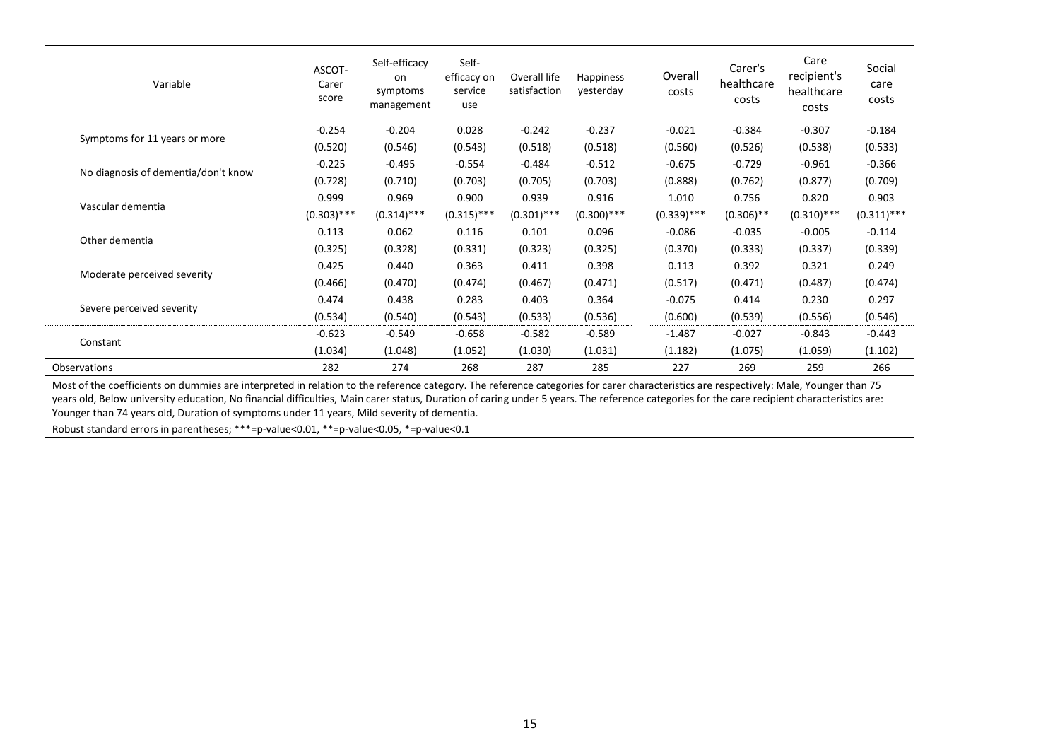| Variable | ASCOT-Carer score | Self-efficacy on symptoms management | Self-efficacy on service use | Overall life satisfaction | Happiness yesterday | Overall costs | Carer's healthcare costs | Care recipient's healthcare costs | Social care costs |
|---|---|---|---|---|---|---|---|---|---|
| Symptoms for 11 years or more | -0.254 | -0.204 | 0.028 | -0.242 | -0.237 | -0.021 | -0.384 | -0.307 | -0.184 |
| | (0.520) | (0.546) | (0.543) | (0.518) | (0.518) | (0.560) | (0.526) | (0.538) | (0.533) |
| No diagnosis of dementia/don't know | -0.225 | -0.495 | -0.554 | -0.484 | -0.512 | -0.675 | -0.729 | -0.961 | -0.366 |
| | (0.728) | (0.710) | (0.703) | (0.705) | (0.703) | (0.888) | (0.762) | (0.877) | (0.709) |
| Vascular dementia | 0.999 | 0.969 | 0.900 | 0.939 | 0.916 | 1.010 | 0.756 | 0.820 | 0.903 |
| | (0.303)*** | (0.314)*** | (0.315)*** | (0.301)*** | (0.300)*** | (0.339)*** | (0.306)** | (0.310)*** | (0.311)*** |
| Other dementia | 0.113 | 0.062 | 0.116 | 0.101 | 0.096 | -0.086 | -0.035 | -0.005 | -0.114 |
| | (0.325) | (0.328) | (0.331) | (0.323) | (0.325) | (0.370) | (0.333) | (0.337) | (0.339) |
| Moderate perceived severity | 0.425 | 0.440 | 0.363 | 0.411 | 0.398 | 0.113 | 0.392 | 0.321 | 0.249 |
| | (0.466) | (0.470) | (0.474) | (0.467) | (0.471) | (0.517) | (0.471) | (0.487) | (0.474) |
| Severe perceived severity | 0.474 | 0.438 | 0.283 | 0.403 | 0.364 | -0.075 | 0.414 | 0.230 | 0.297 |
| | (0.534) | (0.540) | (0.543) | (0.533) | (0.536) | (0.600) | (0.539) | (0.556) | (0.546) |
| Constant | -0.623 | -0.549 | -0.658 | -0.582 | -0.589 | -1.487 | -0.027 | -0.843 | -0.443 |
| | (1.034) | (1.048) | (1.052) | (1.030) | (1.031) | (1.182) | (1.075) | (1.059) | (1.102) |
| Observations | 282 | 274 | 268 | 287 | 285 | 227 | 269 | 259 | 266 |

Most of the coefficients on dummies are interpreted in relation to the reference category. The reference categories for carer characteristics are respectively: Male, Younger than 75 years old, Below university education, No financial difficulties, Main carer status, Duration of caring under 5 years. The reference categories for the care recipient characteristics are: Younger than 74 years old, Duration of symptoms under 11 years, Mild severity of dementia.

Robust standard errors in parentheses; ***=p-value<0.01, **=p-value<0.05, *=p-value<0.1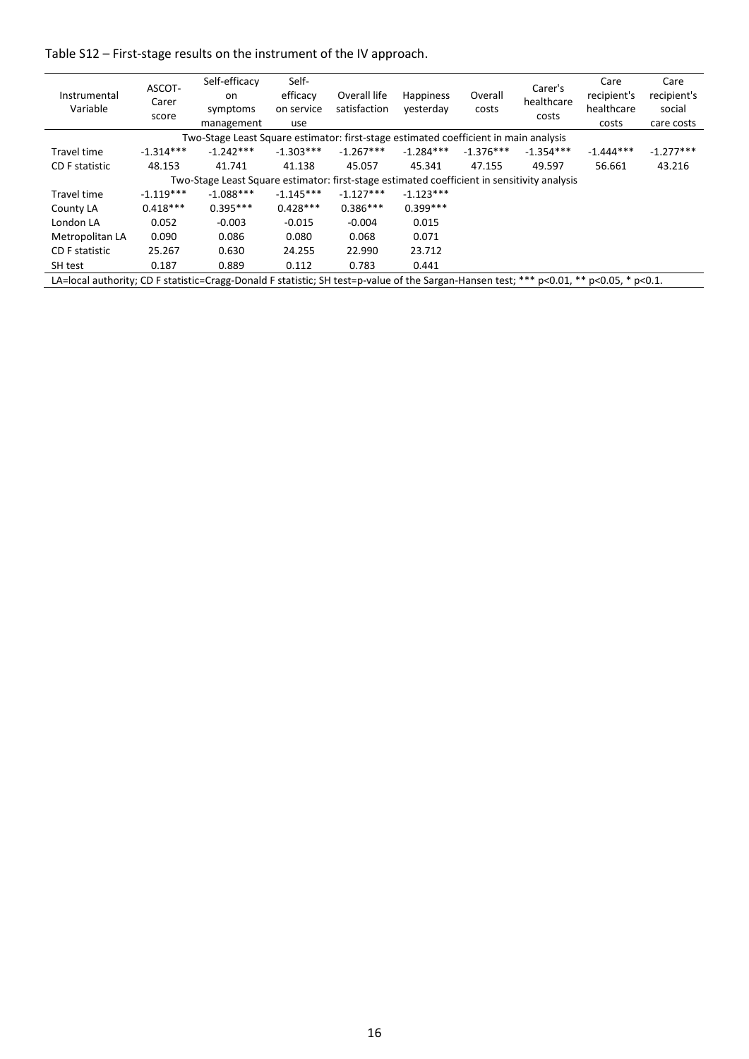Table S12 – First-stage results on the instrument of the IV approach.

| Instrumental Variable | ASCOT-Carer score | Self-efficacy on symptoms management | Self-efficacy on service use | Overall life satisfaction | Happiness yesterday | Overall costs | Carer's healthcare costs | Care recipient's healthcare costs | Care recipient's social care costs |
|---|---|---|---|---|---|---|---|---|---|
| Two-Stage Least Square estimator: first-stage estimated coefficient in main analysis | | | | | | | | | |
| Travel time | -1.314*** | -1.242*** | -1.303*** | -1.267*** | -1.284*** | -1.376*** | -1.354*** | -1.444*** | -1.277*** |
| CD F statistic | 48.153 | 41.741 | 41.138 | 45.057 | 45.341 | 47.155 | 49.597 | 56.661 | 43.216 |
| Two-Stage Least Square estimator: first-stage estimated coefficient in sensitivity analysis | | | | | | | | | |
| Travel time | -1.119*** | -1.088*** | -1.145*** | -1.127*** | -1.123*** | | | | |
| County LA | 0.418*** | 0.395*** | 0.428*** | 0.386*** | 0.399*** | | | | |
| London LA | 0.052 | -0.003 | -0.015 | -0.004 | 0.015 | | | | |
| Metropolitan LA | 0.090 | 0.086 | 0.080 | 0.068 | 0.071 | | | | |
| CD F statistic | 25.267 | 0.630 | 24.255 | 22.990 | 23.712 | | | | |
| SH test | 0.187 | 0.889 | 0.112 | 0.783 | 0.441 | | | | |

LA=local authority; CD F statistic=Cragg-Donald F statistic; SH test=p-value of the Sargan-Hansen test; *** p<0.01, ** p<0.05, * p<0.1.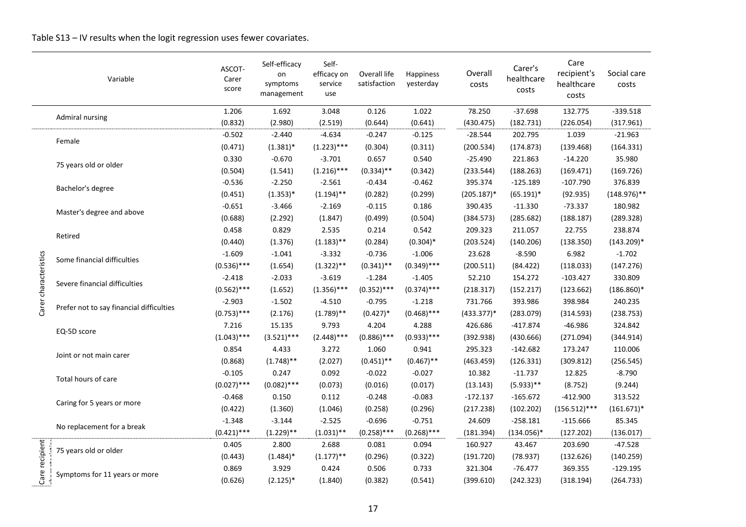Table S13 – IV results when the logit regression uses fewer covariates.

| | Variable | ASCOT-Carer score | Self-efficacy on symptoms management | Self-efficacy on service use | Overall life satisfaction | Happiness yesterday | Overall costs | Carer's healthcare costs | Care recipient's healthcare costs | Social care costs |
|---|---|---|---|---|---|---|---|---|---|---|
| | Admiral nursing | 1.206 | 1.692 | 3.048 | 0.126 | 1.022 | 78.250 | -37.698 | 132.775 | -339.518 |
| | | (0.832) | (2.980) | (2.519) | (0.644) | (0.641) | (430.475) | (182.731) | (226.054) | (317.961) |
| Carer characteristics | Female | -0.502 | -2.440 | -4.634 | -0.247 | -0.125 | -28.544 | 202.795 | 1.039 | -21.963 |
| | | (0.471) | (1.381)* | (1.223)*** | (0.304) | (0.311) | (200.534) | (174.873) | (139.468) | (164.331) |
| | 75 years old or older | 0.330 | -0.670 | -3.701 | 0.657 | 0.540 | -25.490 | 221.863 | -14.220 | 35.980 |
| | | (0.504) | (1.541) | (1.216)*** | (0.334)** | (0.342) | (233.544) | (188.263) | (169.471) | (169.726) |
| | Bachelor's degree | -0.536 | -2.250 | -2.561 | -0.434 | -0.462 | 395.374 | -125.189 | -107.790 | 376.839 |
| | | (0.451) | (1.353)* | (1.194)** | (0.282) | (0.299) | (205.187)* | (65.191)* | (92.935) | (148.976)** |
| | Master's degree and above | -0.651 | -3.466 | -2.169 | -0.115 | 0.186 | 390.435 | -11.330 | -73.337 | 180.982 |
| | | (0.688) | (2.292) | (1.847) | (0.499) | (0.504) | (384.573) | (285.682) | (188.187) | (289.328) |
| | Retired | 0.458 | 0.829 | 2.535 | 0.214 | 0.542 | 209.323 | 211.057 | 22.755 | 238.874 |
| | | (0.440) | (1.376) | (1.183)** | (0.284) | (0.304)* | (203.524) | (140.206) | (138.350) | (143.209)* |
| | Some financial difficulties | -1.609 | -1.041 | -3.332 | -0.736 | -1.006 | 23.628 | -8.590 | 6.982 | -1.702 |
| | | (0.536)*** | (1.654) | (1.322)** | (0.341)** | (0.349)*** | (200.511) | (84.422) | (118.033) | (147.276) |
| | Severe financial difficulties | -2.418 | -2.033 | -3.619 | -1.284 | -1.405 | 52.210 | 154.272 | -103.427 | 330.809 |
| | | (0.562)*** | (1.652) | (1.356)*** | (0.352)*** | (0.374)*** | (218.317) | (152.217) | (123.662) | (186.860)* |
| | Prefer not to say financial difficulties | -2.903 | -1.502 | -4.510 | -0.795 | -1.218 | 731.766 | 393.986 | 398.984 | 240.235 |
| | | (0.753)*** | (2.176) | (1.789)** | (0.427)* | (0.468)*** | (433.377)* | (283.079) | (314.593) | (238.753) |
| | EQ-5D score | 7.216 | 15.135 | 9.793 | 4.204 | 4.288 | 426.686 | -417.874 | -46.986 | 324.842 |
| | | (1.043)*** | (3.521)*** | (2.448)*** | (0.886)*** | (0.933)*** | (392.938) | (430.666) | (271.094) | (344.914) |
| | Joint or not main carer | 0.854 | 4.433 | 3.272 | 1.060 | 0.941 | 295.323 | -142.682 | 173.247 | 110.006 |
| | | (0.868) | (1.748)** | (2.027) | (0.451)** | (0.467)** | (463.459) | (126.331) | (309.812) | (256.545) |
| | Total hours of care | -0.105 | 0.247 | 0.092 | -0.022 | -0.027 | 10.382 | -11.737 | 12.825 | -8.790 |
| | | (0.027)*** | (0.082)*** | (0.073) | (0.016) | (0.017) | (13.143) | (5.933)** | (8.752) | (9.244) |
| | Caring for 5 years or more | -0.468 | 0.150 | 0.112 | -0.248 | -0.083 | -172.137 | -165.672 | -412.900 | 313.522 |
| | | (0.422) | (1.360) | (1.046) | (0.258) | (0.296) | (217.238) | (102.202) | (156.512)*** | (161.671)* |
| | No replacement for a break | -1.348 | -3.144 | -2.525 | -0.696 | -0.751 | 24.609 | -258.181 | -115.666 | 85.345 |
| | | (0.421)*** | (1.229)** | (1.031)** | (0.258)*** | (0.268)*** | (181.394) | (134.056)* | (127.202) | (136.017) |
| Care recipient characteristics | 75 years old or older | 0.405 | 2.800 | 2.688 | 0.081 | 0.094 | 160.927 | 43.467 | 203.690 | -47.528 |
| | | (0.443) | (1.484)* | (1.177)** | (0.296) | (0.322) | (191.720) | (78.937) | (132.626) | (140.259) |
| | Symptoms for 11 years or more | 0.869 | 3.929 | 0.424 | 0.506 | 0.733 | 321.304 | -76.477 | 369.355 | -129.195 |
| | | (0.626) | (2.125)* | (1.840) | (0.382) | (0.541) | (399.610) | (242.323) | (318.194) | (264.733) |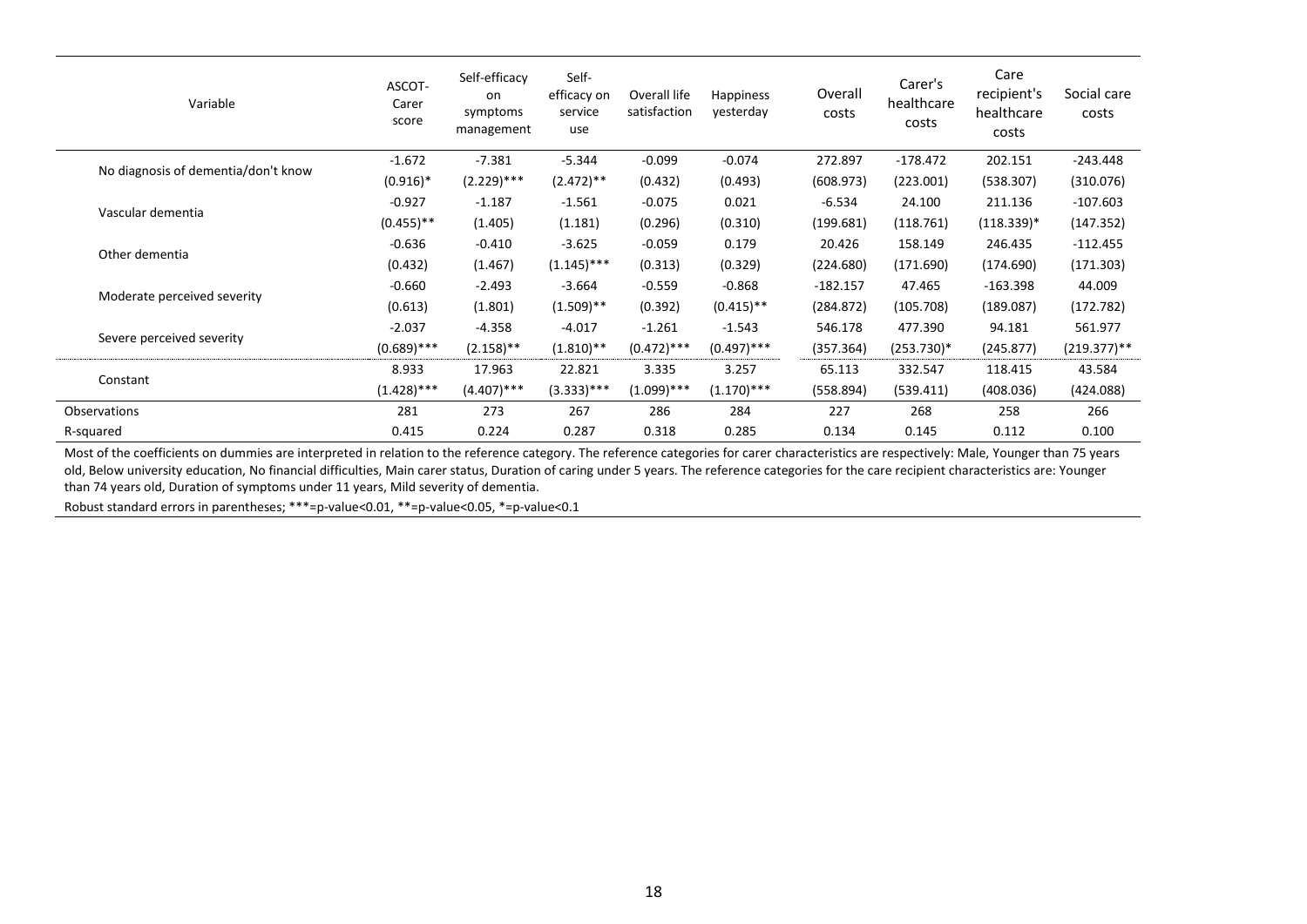| Variable | ASCOT-Carer score | Self-efficacy on symptoms management | Self-efficacy on service use | Overall life satisfaction | Happiness yesterday | Overall costs | Carer's healthcare costs | Care recipient's healthcare costs | Social care costs |
|---|---|---|---|---|---|---|---|---|---|
| No diagnosis of dementia/don't know | -1.672 | -7.381 | -5.344 | -0.099 | -0.074 | 272.897 | -178.472 | 202.151 | -243.448 |
| | (0.916)* | (2.229)*** | (2.472)** | (0.432) | (0.493) | (608.973) | (223.001) | (538.307) | (310.076) |
| Vascular dementia | -0.927 | -1.187 | -1.561 | -0.075 | 0.021 | -6.534 | 24.100 | 211.136 | -107.603 |
| | (0.455)** | (1.405) | (1.181) | (0.296) | (0.310) | (199.681) | (118.761) | (118.339)* | (147.352) |
| Other dementia | -0.636 | -0.410 | -3.625 | -0.059 | 0.179 | 20.426 | 158.149 | 246.435 | -112.455 |
| | (0.432) | (1.467) | (1.145)*** | (0.313) | (0.329) | (224.680) | (171.690) | (174.690) | (171.303) |
| Moderate perceived severity | -0.660 | -2.493 | -3.664 | -0.559 | -0.868 | -182.157 | 47.465 | -163.398 | 44.009 |
| | (0.613) | (1.801) | (1.509)** | (0.392) | (0.415)** | (284.872) | (105.708) | (189.087) | (172.782) |
| Severe perceived severity | -2.037 | -4.358 | -4.017 | -1.261 | -1.543 | 546.178 | 477.390 | 94.181 | 561.977 |
| | (0.689)*** | (2.158)** | (1.810)** | (0.472)*** | (0.497)*** | (357.364) | (253.730)* | (245.877) | (219.377)** |
| Constant | 8.933 | 17.963 | 22.821 | 3.335 | 3.257 | 65.113 | 332.547 | 118.415 | 43.584 |
| | (1.428)*** | (4.407)*** | (3.333)*** | (1.099)*** | (1.170)*** | (558.894) | (539.411) | (408.036) | (424.088) |
| Observations | 281 | 273 | 267 | 286 | 284 | 227 | 268 | 258 | 266 |
| R-squared | 0.415 | 0.224 | 0.287 | 0.318 | 0.285 | 0.134 | 0.145 | 0.112 | 0.100 |

Most of the coefficients on dummies are interpreted in relation to the reference category. The reference categories for carer characteristics are respectively: Male, Younger than 75 years old, Below university education, No financial difficulties, Main carer status, Duration of caring under 5 years. The reference categories for the care recipient characteristics are: Younger than 74 years old, Duration of symptoms under 11 years, Mild severity of dementia.

Robust standard errors in parentheses; ***=p-value<0.01, **=p-value<0.05, *=p-value<0.1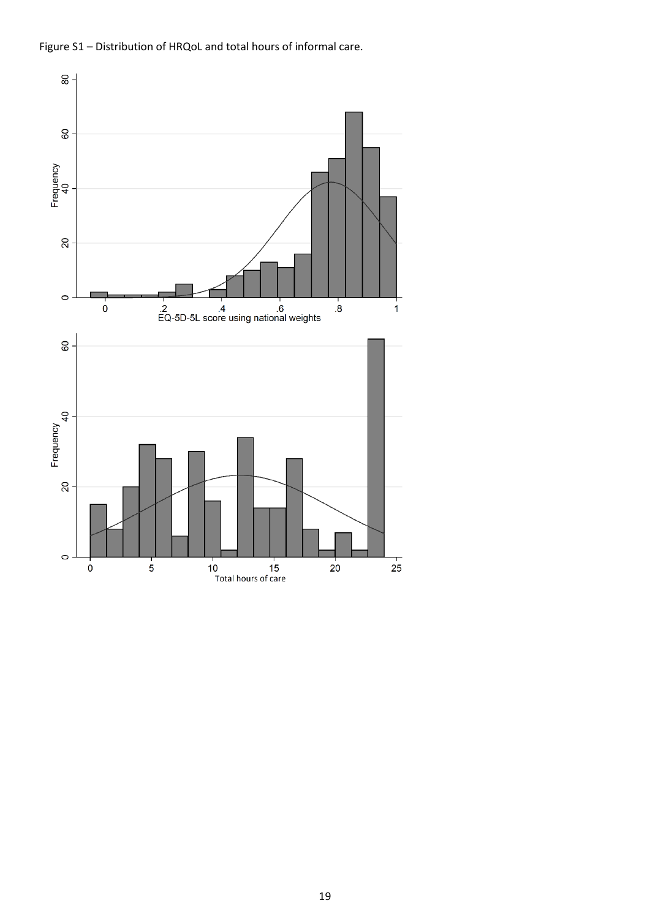Figure S1 – Distribution of HRQoL and total hours of informal care.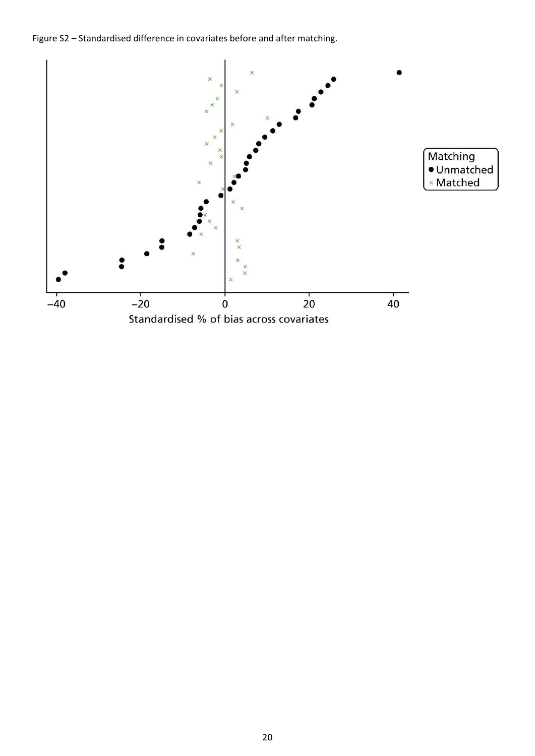Figure S2 – Standardised difference in covariates before and after matching.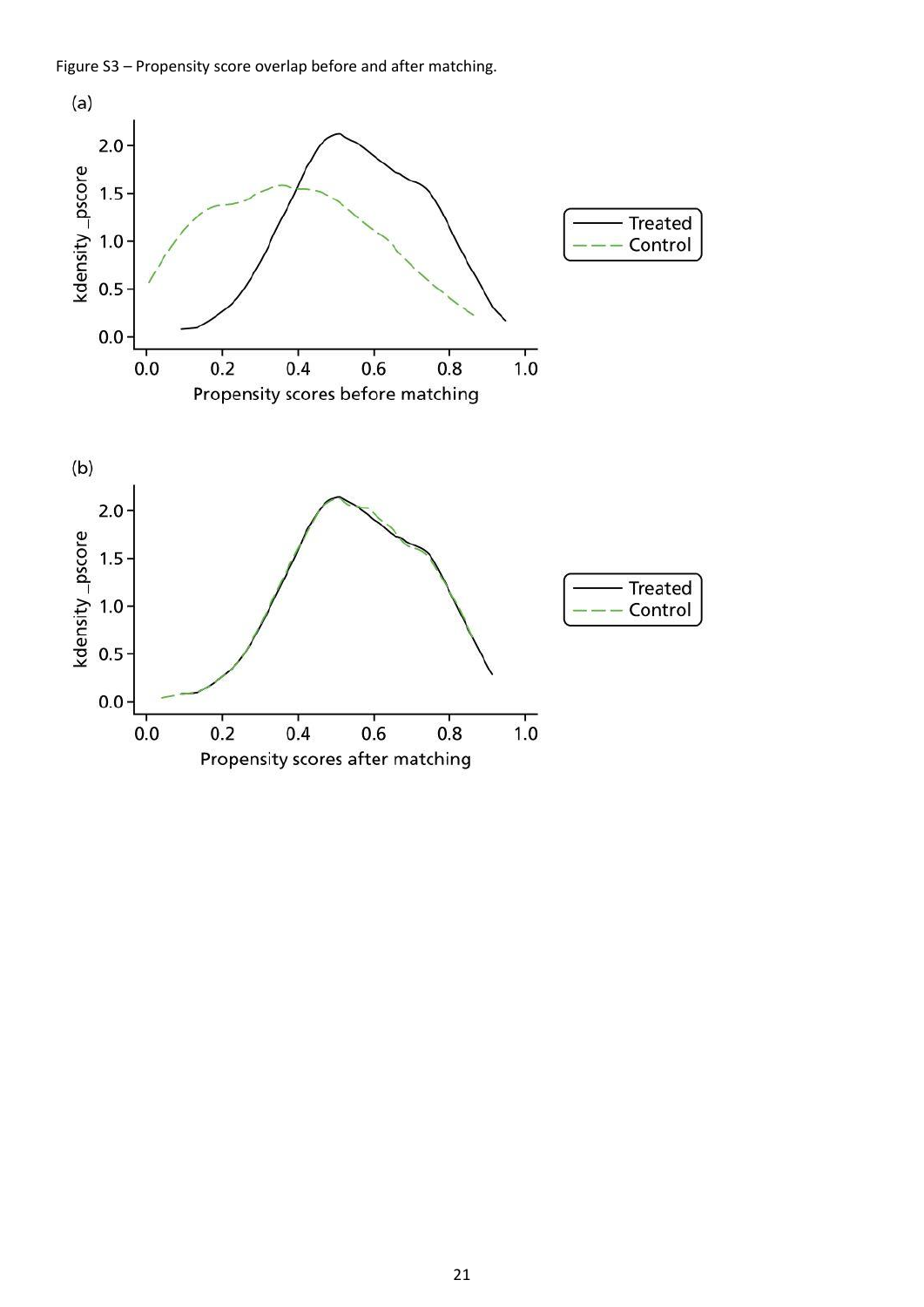Figure S3 – Propensity score overlap before and after matching.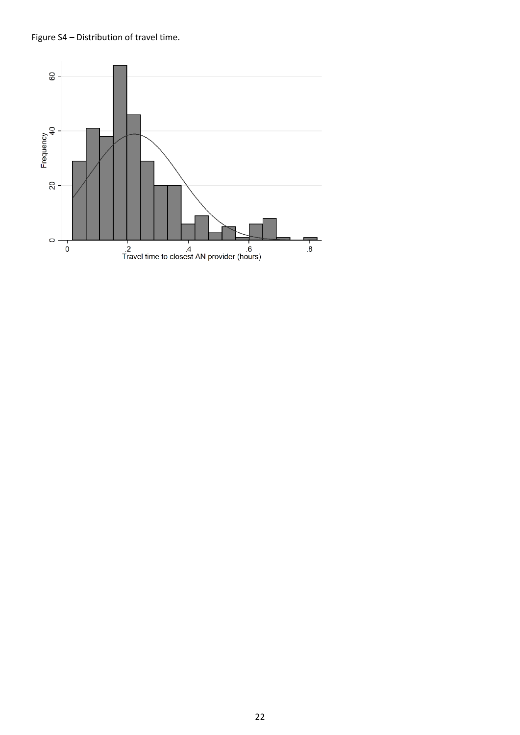Figure S4 – Distribution of travel time.

Frequency

0
20
40
60

0
.2
.4
.6
.8

Travel time to closest AN provider (hours)